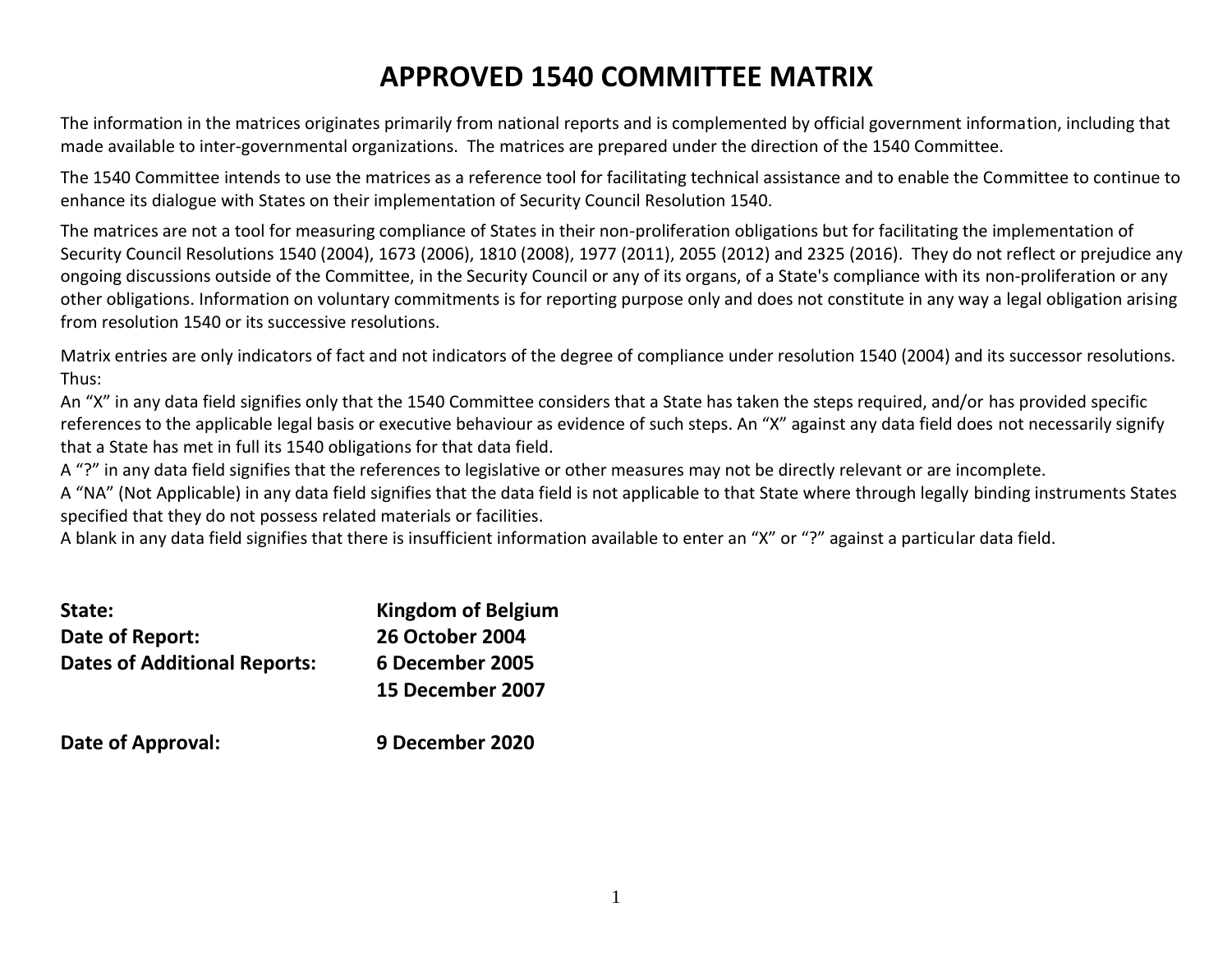# APPROVED 1540 COMMITTEE MATRIX

The information in the matrices originates primarily from national reports and is complemented by official government information, including that made available to inter-governmental organizations. The matrices are prepared under the direction of the 1540 Committee.

The 1540 Committee intends to use the matrices as a reference tool for facilitating technical assistance and to enable the Committee to continue to enhance its dialogue with States on their implementation of Security Council Resolution 1540.

The matrices are not a tool for measuring compliance of States in their non-proliferation obligations but for facilitating the implementation of Security Council Resolutions 1540 (2004), 1673 (2006), 1810 (2008), 1977 (2011), 2055 (2012) and 2325 (2016). They do not reflect or prejudice any ongoing discussions outside of the Committee, in the Security Council or any of its organs, of a State's compliance with its non-proliferation or any other obligations. Information on voluntary commitments is for reporting purpose only and does not constitute in any way a legal obligation arising from resolution 1540 or its successive resolutions.

Matrix entries are only indicators of fact and not indicators of the degree of compliance under resolution 1540 (2004) and its successor resolutions. Thus:

An "X" in any data field signifies only that the 1540 Committee considers that a State has taken the steps required, and/or has provided specific references to the applicable legal basis or executive behaviour as evidence of such steps. An "X" against any data field does not necessarily signify that a State has met in full its 1540 obligations for that data field.

A "?" in any data field signifies that the references to legislative or other measures may not be directly relevant or are incomplete.

A "NA" (Not Applicable) in any data field signifies that the data field is not applicable to that State where through legally binding instruments States specified that they do not possess related materials or facilities.

A blank in any data field signifies that there is insufficient information available to enter an "X" or "?" against a particular data field.

**State:** **Kingdom of Belgium**

**Date of Report:** **26 October 2004**

**Dates of Additional Reports:** **6 December 2005**
**15 December 2007**

**Date of Approval:** **9 December 2020**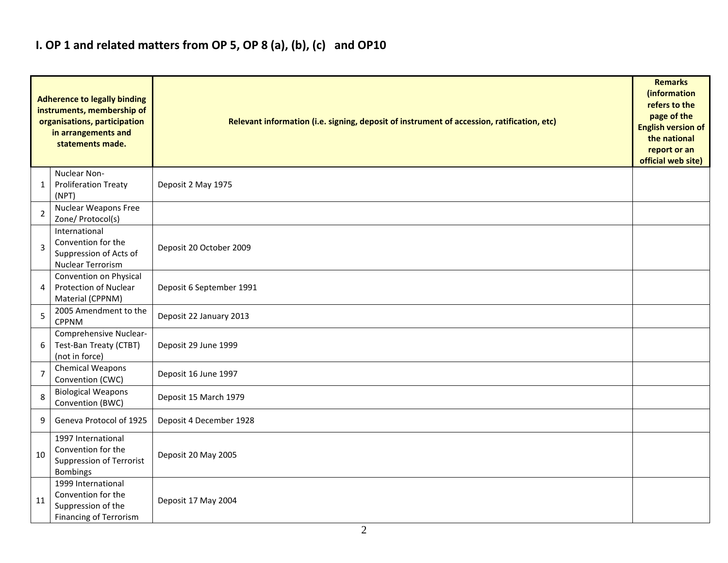# I. OP 1 and related matters from OP 5, OP 8 (a), (b), (c) and OP10

| Adherence to legally binding instruments, membership of organisations, participation in arrangements and statements made. | | Relevant information (i.e. signing, deposit of instrument of accession, ratification, etc) | Remarks (information refers to the page of the English version of the national report or an official web site) |
|---|---|---|---|
| 1 | Nuclear Non-Proliferation Treaty (NPT) | Deposit 2 May 1975 | |
| 2 | Nuclear Weapons Free Zone/ Protocol(s) | | |
| 3 | International Convention for the Suppression of Acts of Nuclear Terrorism | Deposit 20 October 2009 | |
| 4 | Convention on Physical Protection of Nuclear Material (CPPNM) | Deposit 6 September 1991 | |
| 5 | 2005 Amendment to the CPPNM | Deposit 22 January 2013 | |
| 6 | Comprehensive Nuclear-Test-Ban Treaty (CTBT) (not in force) | Deposit 29 June 1999 | |
| 7 | Chemical Weapons Convention (CWC) | Deposit 16 June 1997 | |
| 8 | Biological Weapons Convention (BWC) | Deposit 15 March 1979 | |
| 9 | Geneva Protocol of 1925 | Deposit 4 December 1928 | |
| 10 | 1997 International Convention for the Suppression of Terrorist Bombings | Deposit 20 May 2005 | |
| 11 | 1999 International Convention for the Suppression of the Financing of Terrorism | Deposit 17 May 2004 | |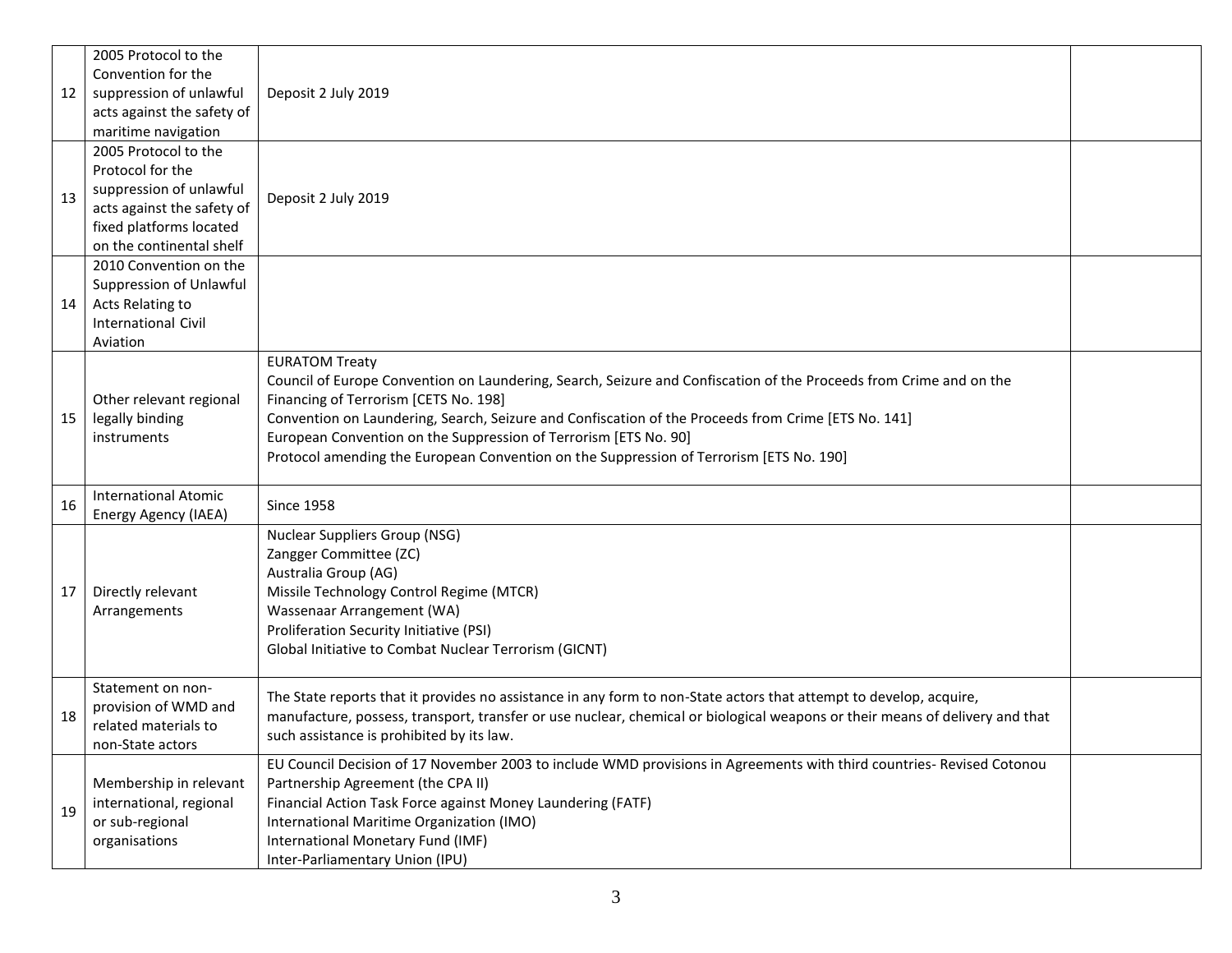| | | | |
|---|---|---|---|
| 12 | 2005 Protocol to the Convention for the suppression of unlawful acts against the safety of maritime navigation | Deposit 2 July 2019 | |
| 13 | 2005 Protocol to the Protocol for the suppression of unlawful acts against the safety of fixed platforms located on the continental shelf | Deposit 2 July 2019 | |
| 14 | 2010 Convention on the Suppression of Unlawful Acts Relating to International Civil Aviation | | |
| 15 | Other relevant regional legally binding instruments | EURATOM Treaty<br>Council of Europe Convention on Laundering, Search, Seizure and Confiscation of the Proceeds from Crime and on the Financing of Terrorism [CETS No. 198]<br>Convention on Laundering, Search, Seizure and Confiscation of the Proceeds from Crime [ETS No. 141]<br>European Convention on the Suppression of Terrorism [ETS No. 90]<br>Protocol amending the European Convention on the Suppression of Terrorism [ETS No. 190] | |
| 16 | International Atomic Energy Agency (IAEA) | Since 1958 | |
| 17 | Directly relevant Arrangements | Nuclear Suppliers Group (NSG)<br>Zangger Committee (ZC)<br>Australia Group (AG)<br>Missile Technology Control Regime (MTCR)<br>Wassenaar Arrangement (WA)<br>Proliferation Security Initiative (PSI)<br>Global Initiative to Combat Nuclear Terrorism (GICNT) | |
| 18 | Statement on non-provision of WMD and related materials to non-State actors | The State reports that it provides no assistance in any form to non-State actors that attempt to develop, acquire, manufacture, possess, transport, transfer or use nuclear, chemical or biological weapons or their means of delivery and that such assistance is prohibited by its law. | |
| 19 | Membership in relevant international, regional or sub-regional organisations | EU Council Decision of 17 November 2003 to include WMD provisions in Agreements with third countries- Revised Cotonou Partnership Agreement (the CPA II)<br>Financial Action Task Force against Money Laundering (FATF)<br>International Maritime Organization (IMO)<br>International Monetary Fund (IMF)<br>Inter-Parliamentary Union (IPU) | |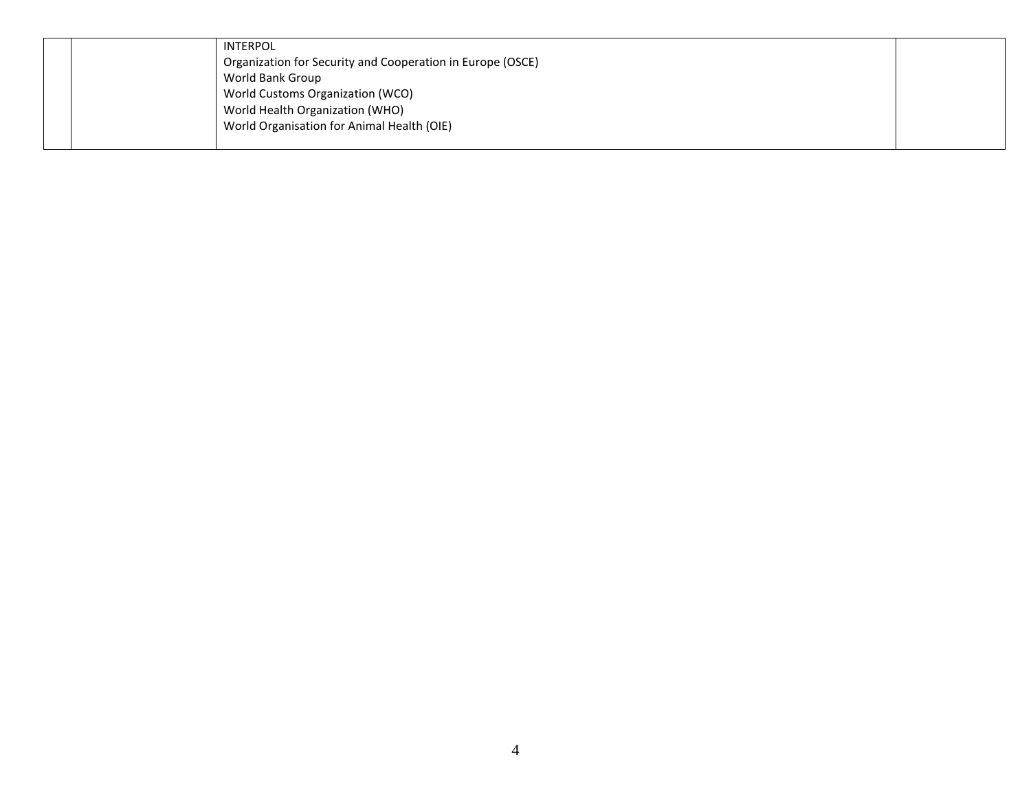| | | | |
|---|---|---|---|
| | | INTERPOL<br>Organization for Security and Cooperation in Europe (OSCE)<br>World Bank Group<br>World Customs Organization (WCO)<br>World Health Organization (WHO)<br>World Organisation for Animal Health (OIE) | |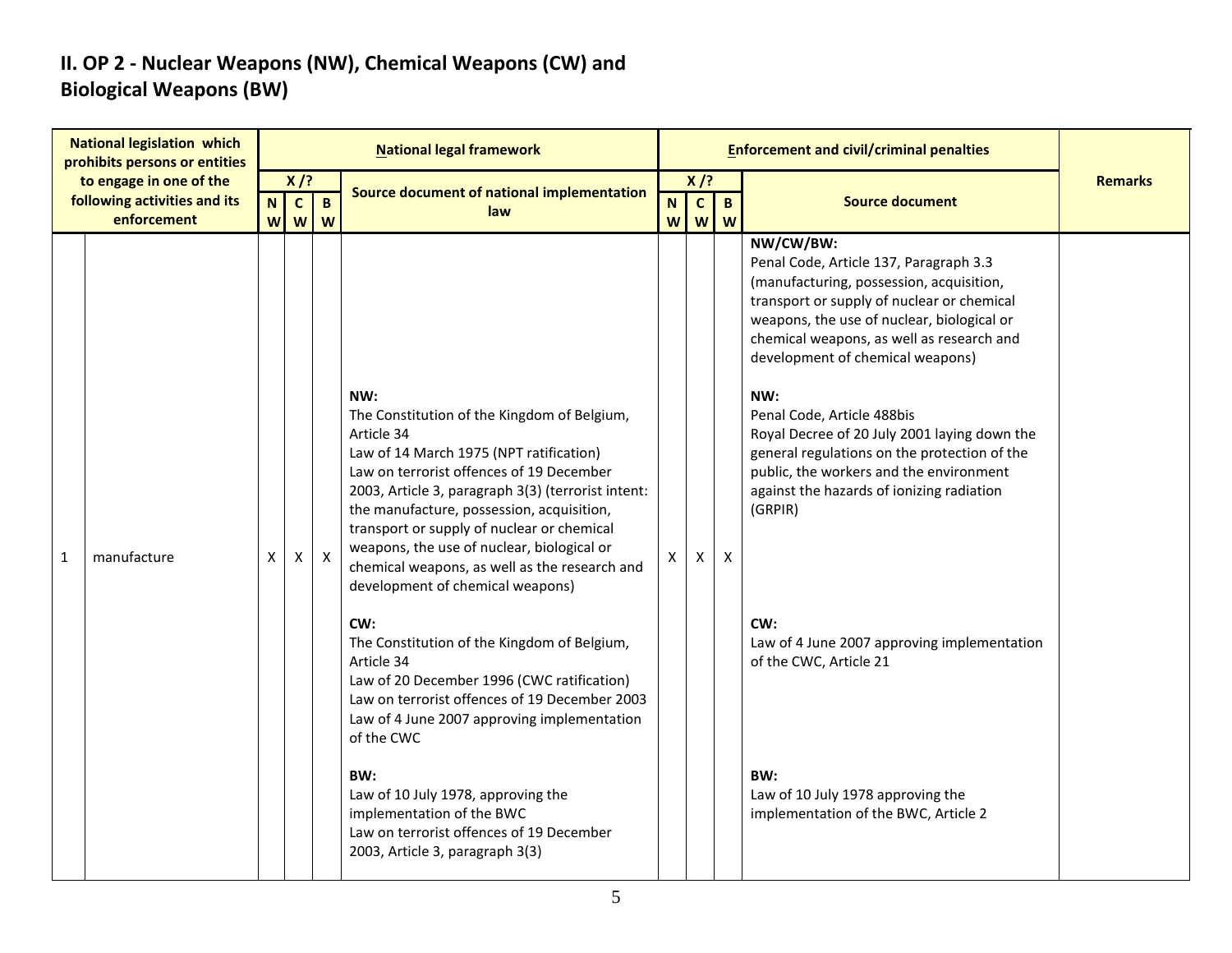## II. OP 2 - Nuclear Weapons (NW), Chemical Weapons (CW) and Biological Weapons (BW)

| National legislation which prohibits persons or entities to engage in one of the following activities and its enforcement | | National legal framework | | | | Enforcement and civil/criminal penalties | | | | Remarks |
|---|---|---|---|---|---|---|---|---|---|---|
| | | X /? | | | Source document of national implementation law | X /? | | | Source document | |
| | | NW | CW | BW | | NW | CW | BW | | |
| 1 | manufacture | X | X | X | **NW:**<br>The Constitution of the Kingdom of Belgium, Article 34<br>Law of 14 March 1975 (NPT ratification)<br>Law on terrorist offences of 19 December 2003, Article 3, paragraph 3(3) (terrorist intent: the manufacture, possession, acquisition, transport or supply of nuclear or chemical weapons, the use of nuclear, biological or chemical weapons, as well as the research and development of chemical weapons)<br><br>**CW:**<br>The Constitution of the Kingdom of Belgium, Article 34<br>Law of 20 December 1996 (CWC ratification)<br>Law on terrorist offences of 19 December 2003<br>Law of 4 June 2007 approving implementation of the CWC<br><br>**BW:**<br>Law of 10 July 1978, approving the implementation of the BWC<br>Law on terrorist offences of 19 December 2003, Article 3, paragraph 3(3) | X | X | X | **NW/CW/BW:**<br>Penal Code, Article 137, Paragraph 3.3 (manufacturing, possession, acquisition, transport or supply of nuclear or chemical weapons, the use of nuclear, biological or chemical weapons, as well as research and development of chemical weapons)<br><br>**NW:**<br>Penal Code, Article 488bis<br>Royal Decree of 20 July 2001 laying down the general regulations on the protection of the public, the workers and the environment against the hazards of ionizing radiation (GRPIR)<br><br>**CW:**<br>Law of 4 June 2007 approving implementation of the CWC, Article 21<br><br>**BW:**<br>Law of 10 July 1978 approving the implementation of the BWC, Article 2 | |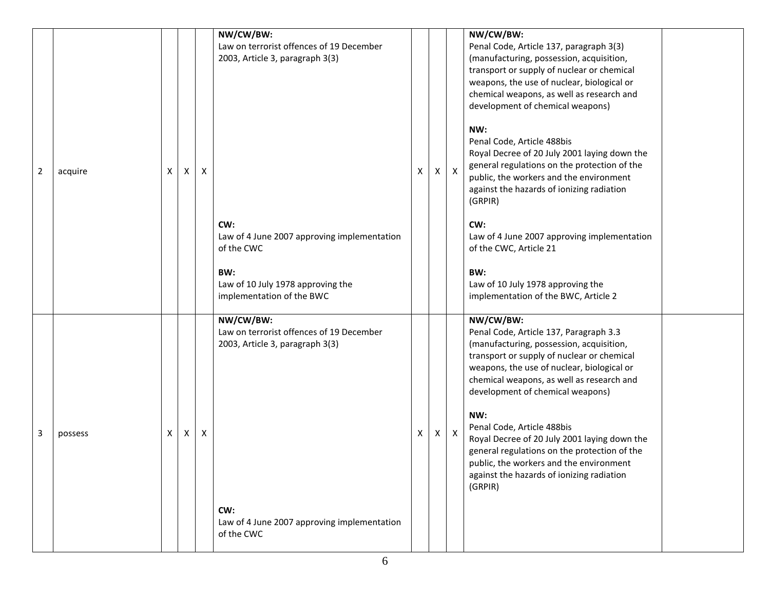| 2 | acquire | X | X | X | **NW/CW/BW:**<br>Law on terrorist offences of 19 December 2003, Article 3, paragraph 3(3)<br><br>**CW:**<br>Law of 4 June 2007 approving implementation of the CWC<br><br>**BW:**<br>Law of 10 July 1978 approving the implementation of the BWC | X | X | X | **NW/CW/BW:**<br>Penal Code, Article 137, paragraph 3(3) (manufacturing, possession, acquisition, transport or supply of nuclear or chemical weapons, the use of nuclear, biological or chemical weapons, as well as research and development of chemical weapons)<br><br>**NW:**<br>Penal Code, Article 488bis<br>Royal Decree of 20 July 2001 laying down the general regulations on the protection of the public, the workers and the environment against the hazards of ionizing radiation (GRPIR)<br><br>**CW:**<br>Law of 4 June 2007 approving implementation of the CWC, Article 21<br><br>**BW:**<br>Law of 10 July 1978 approving the implementation of the BWC, Article 2 | |
|---|---|---|---|---|---|---|---|---|---|---|
| 3 | possess | X | X | X | **NW/CW/BW:**<br>Law on terrorist offences of 19 December 2003, Article 3, paragraph 3(3)<br><br>**CW:**<br>Law of 4 June 2007 approving implementation of the CWC | X | X | X | **NW/CW/BW:**<br>Penal Code, Article 137, Paragraph 3.3 (manufacturing, possession, acquisition, transport or supply of nuclear or chemical weapons, the use of nuclear, biological or chemical weapons, as well as research and development of chemical weapons)<br><br>**NW:**<br>Penal Code, Article 488bis<br>Royal Decree of 20 July 2001 laying down the general regulations on the protection of the public, the workers and the environment against the hazards of ionizing radiation (GRPIR) | |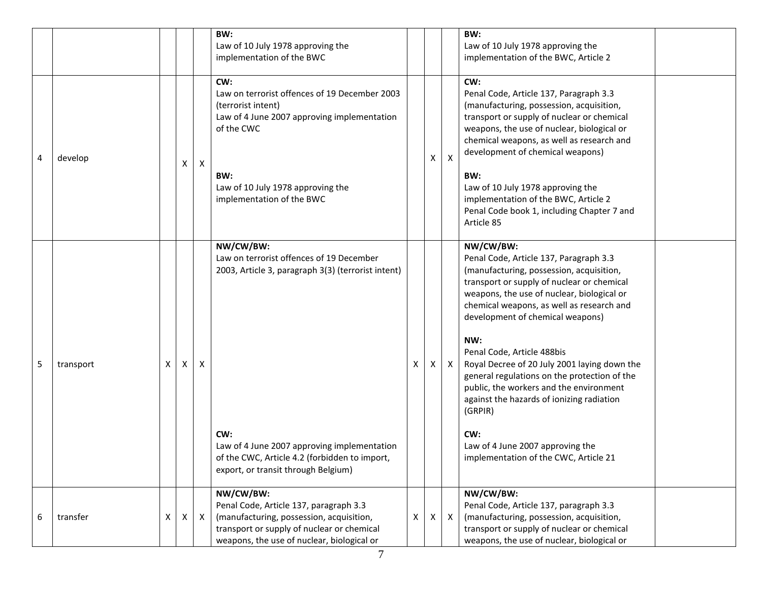| | | | | | | | | | | |
|---|---|---|---|---|---|---|---|---|---|---|
| | | | | | **BW:**<br>Law of 10 July 1978 approving the implementation of the BWC | | | | **BW:**<br>Law of 10 July 1978 approving the implementation of the BWC, Article 2 | |
| 4 | develop | | X | X | **CW:**<br>Law on terrorist offences of 19 December 2003 (terrorist intent)<br>Law of 4 June 2007 approving implementation of the CWC<br><br>**BW:**<br>Law of 10 July 1978 approving the implementation of the BWC | | X | X | **CW:**<br>Penal Code, Article 137, Paragraph 3.3 (manufacturing, possession, acquisition, transport or supply of nuclear or chemical weapons, the use of nuclear, biological or chemical weapons, as well as research and development of chemical weapons)<br><br>**BW:**<br>Law of 10 July 1978 approving the implementation of the BWC, Article 2<br>Penal Code book 1, including Chapter 7 and Article 85 | |
| 5 | transport | X | X | X | **NW/CW/BW:**<br>Law on terrorist offences of 19 December 2003, Article 3, paragraph 3(3) (terrorist intent)<br><br>**CW:**<br>Law of 4 June 2007 approving implementation of the CWC, Article 4.2 (forbidden to import, export, or transit through Belgium) | X | X | X | **NW/CW/BW:**<br>Penal Code, Article 137, Paragraph 3.3 (manufacturing, possession, acquisition, transport or supply of nuclear or chemical weapons, the use of nuclear, biological or chemical weapons, as well as research and development of chemical weapons)<br><br>**NW:**<br>Penal Code, Article 488bis<br>Royal Decree of 20 July 2001 laying down the general regulations on the protection of the public, the workers and the environment against the hazards of ionizing radiation (GRPIR)<br><br>**CW:**<br>Law of 4 June 2007 approving the implementation of the CWC, Article 21 | |
| 6 | transfer | X | X | X | **NW/CW/BW:**<br>Penal Code, Article 137, paragraph 3.3 (manufacturing, possession, acquisition, transport or supply of nuclear or chemical weapons, the use of nuclear, biological or | X | X | X | **NW/CW/BW:**<br>Penal Code, Article 137, paragraph 3.3 (manufacturing, possession, acquisition, transport or supply of nuclear or chemical weapons, the use of nuclear, biological or | |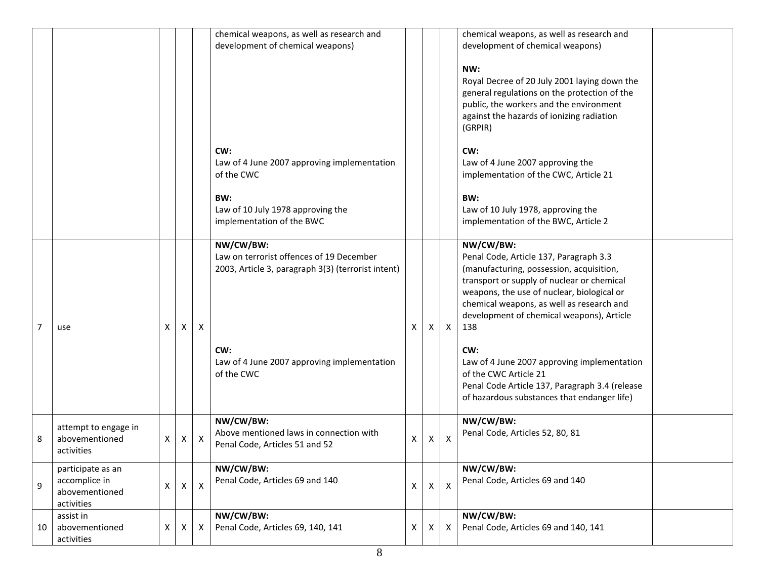| | | | | | | | | | | |
|---|---|---|---|---|---|---|---|---|---|---|
| | | | | | chemical weapons, as well as research and development of chemical weapons)<br><br>**CW:**<br>Law of 4 June 2007 approving implementation of the CWC<br><br>**BW:**<br>Law of 10 July 1978 approving the implementation of the BWC | | | | chemical weapons, as well as research and development of chemical weapons)<br><br>**NW:**<br>Royal Decree of 20 July 2001 laying down the general regulations on the protection of the public, the workers and the environment against the hazards of ionizing radiation (GRPIR)<br><br>**CW:**<br>Law of 4 June 2007 approving the implementation of the CWC, Article 21<br><br>**BW:**<br>Law of 10 July 1978, approving the implementation of the BWC, Article 2 | |
| 7 | use | X | X | X | **NW/CW/BW:**<br>Law on terrorist offences of 19 December 2003, Article 3, paragraph 3(3) (terrorist intent)<br><br>**CW:**<br>Law of 4 June 2007 approving implementation of the CWC | X | X | X | **NW/CW/BW:**<br>Penal Code, Article 137, Paragraph 3.3 (manufacturing, possession, acquisition, transport or supply of nuclear or chemical weapons, the use of nuclear, biological or chemical weapons, as well as research and development of chemical weapons), Article 138<br><br>**CW:**<br>Law of 4 June 2007 approving implementation of the CWC Article 21<br>Penal Code Article 137, Paragraph 3.4 (release of hazardous substances that endanger life) | |
| 8 | attempt to engage in abovementioned activities | X | X | X | **NW/CW/BW:**<br>Above mentioned laws in connection with Penal Code, Articles 51 and 52 | X | X | X | **NW/CW/BW:**<br>Penal Code, Articles 52, 80, 81 | |
| 9 | participate as an accomplice in abovementioned activities | X | X | X | **NW/CW/BW:**<br>Penal Code, Articles 69 and 140 | X | X | X | **NW/CW/BW:**<br>Penal Code, Articles 69 and 140 | |
| 10 | assist in abovementioned activities | X | X | X | **NW/CW/BW:**<br>Penal Code, Articles 69, 140, 141 | X | X | X | **NW/CW/BW:**<br>Penal Code, Articles 69 and 140, 141 | |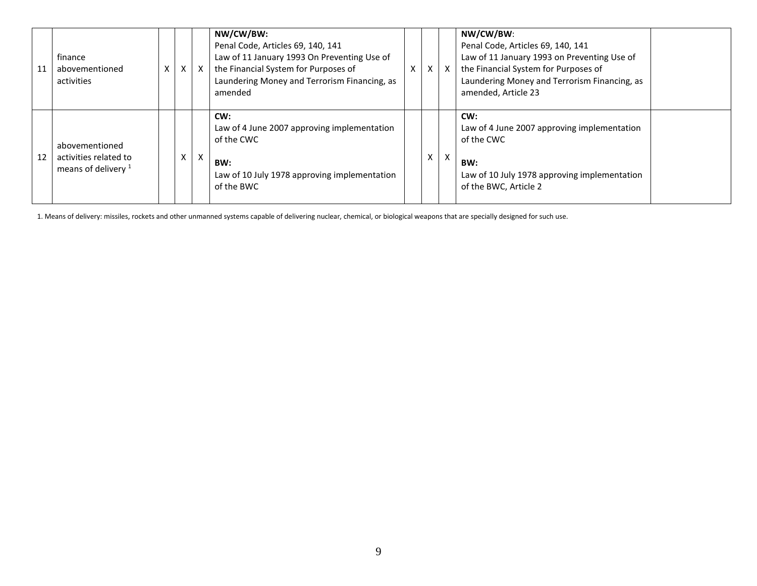| | | | | | | | | | | |
|---|---|---|---|---|---|---|---|---|---|---|
| 11 | finance abovementioned activities | X | X | X | **NW/CW/BW:**<br>Penal Code, Articles 69, 140, 141<br>Law of 11 January 1993 On Preventing Use of the Financial System for Purposes of Laundering Money and Terrorism Financing, as amended | X | X | X | **NW/CW/BW**:<br>Penal Code, Articles 69, 140, 141<br>Law of 11 January 1993 on Preventing Use of the Financial System for Purposes of Laundering Money and Terrorism Financing, as amended, Article 23 | |
| 12 | abovementioned activities related to means of delivery [1] | | X | X | **CW:**<br>Law of 4 June 2007 approving implementation of the CWC<br><br>**BW:**<br>Law of 10 July 1978 approving implementation of the BWC | | X | X | **CW:**<br>Law of 4 June 2007 approving implementation of the CWC<br><br>**BW:**<br>Law of 10 July 1978 approving implementation of the BWC, Article 2 | |

1. Means of delivery: missiles, rockets and other unmanned systems capable of delivering nuclear, chemical, or biological weapons that are specially designed for such use.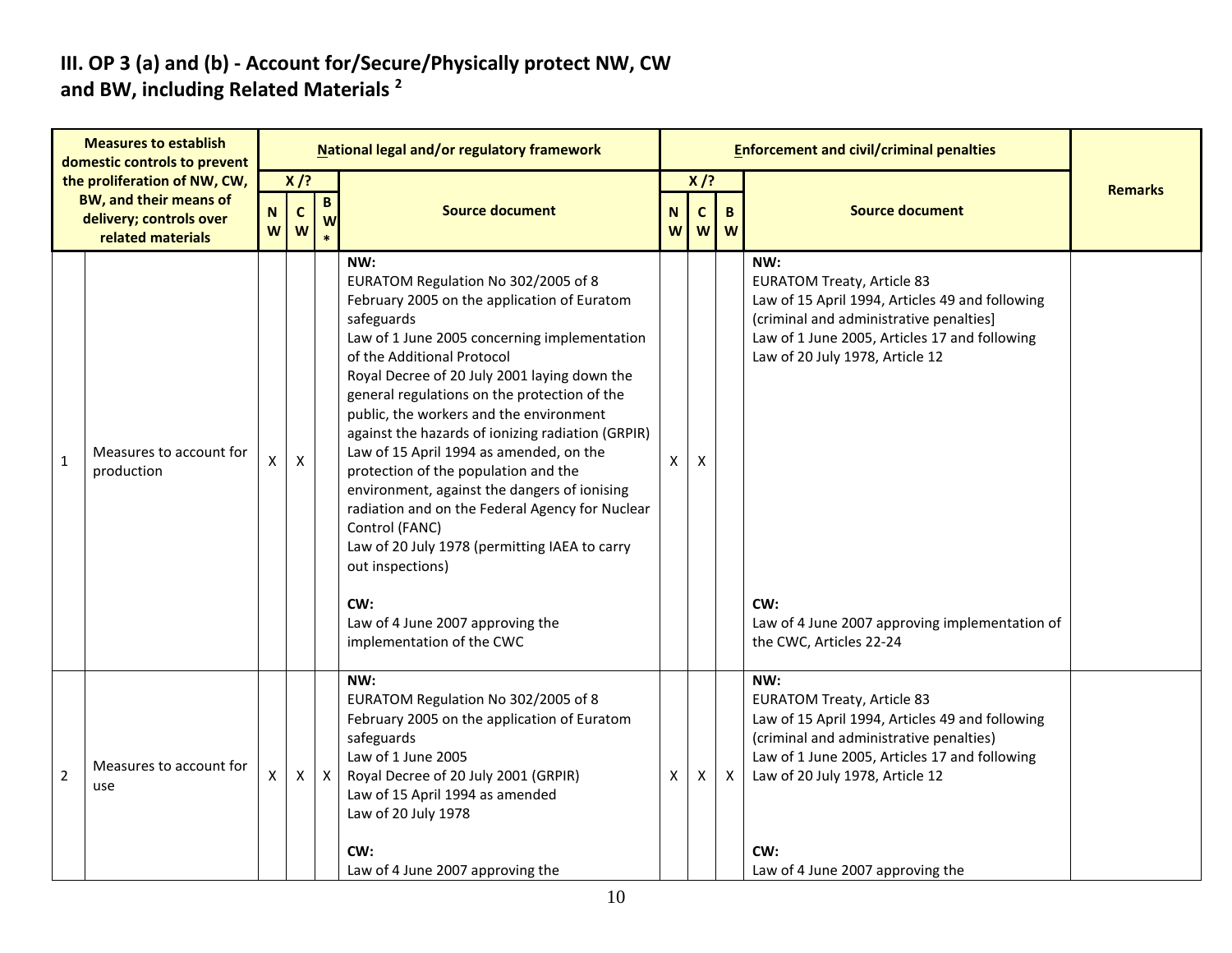### III. OP 3 (a) and (b) - Account for/Secure/Physically protect NW, CW and BW, including Related Materials [2]

| Measures to establish domestic controls to prevent the proliferation of NW, CW, BW, and their means of delivery; controls over related materials | | National legal and/or regulatory framework | | | | Enforcement and civil/criminal penalties | | | | Remarks |
|---|---|---|---|---|---|---|---|---|---|---|
| | | X /? | | | Source document | X /? | | | Source document | |
| | | NW | CW | BW* | | NW | CW | BW | | |
| 1 | Measures to account for production | X | X | | **NW:**<br>EURATOM Regulation No 302/2005 of 8 February 2005 on the application of Euratom safeguards<br>Law of 1 June 2005 concerning implementation of the Additional Protocol<br>Royal Decree of 20 July 2001 laying down the general regulations on the protection of the public, the workers and the environment against the hazards of ionizing radiation (GRPIR)<br>Law of 15 April 1994 as amended, on the protection of the population and the environment, against the dangers of ionising radiation and on the Federal Agency for Nuclear Control (FANC)<br>Law of 20 July 1978 (permitting IAEA to carry out inspections)<br><br>**CW:**<br>Law of 4 June 2007 approving the implementation of the CWC | X | X | | **NW:**<br>EURATOM Treaty, Article 83<br>Law of 15 April 1994, Articles 49 and following (criminal and administrative penalties]<br>Law of 1 June 2005, Articles 17 and following<br>Law of 20 July 1978, Article 12<br><br>**CW:**<br>Law of 4 June 2007 approving implementation of the CWC, Articles 22-24 | |
| 2 | Measures to account for use | X | X | X | **NW:**<br>EURATOM Regulation No 302/2005 of 8 February 2005 on the application of Euratom safeguards<br>Law of 1 June 2005<br>Royal Decree of 20 July 2001 (GRPIR)<br>Law of 15 April 1994 as amended<br>Law of 20 July 1978<br><br>**CW:**<br>Law of 4 June 2007 approving the | X | X | X | **NW:**<br>EURATOM Treaty, Article 83<br>Law of 15 April 1994, Articles 49 and following (criminal and administrative penalties)<br>Law of 1 June 2005, Articles 17 and following<br>Law of 20 July 1978, Article 12<br><br>**CW:**<br>Law of 4 June 2007 approving the | |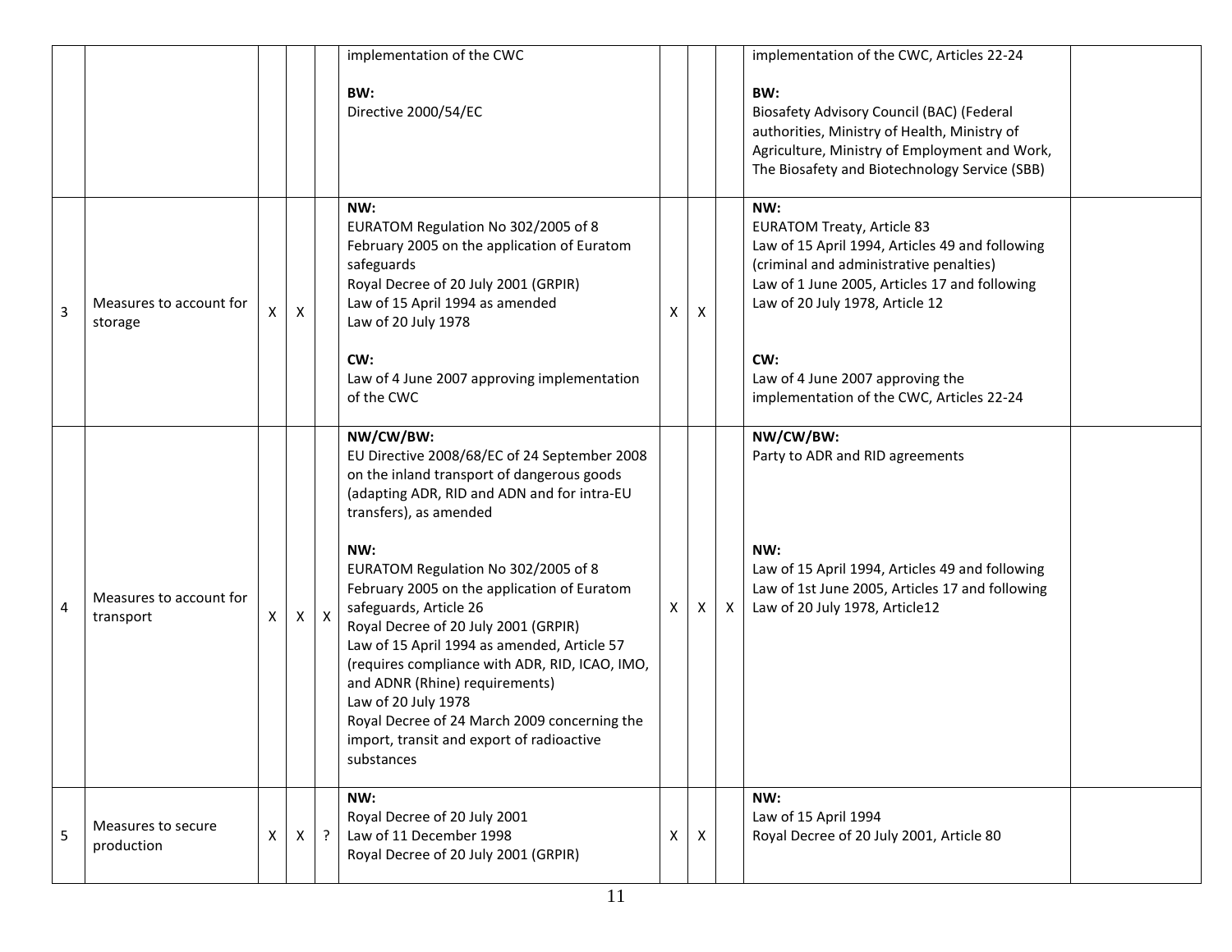|   |   |   |   |   |   |   |   |   |   |   |
|---|---|---|---|---|---|---|---|---|---|---|
|   |   |   |   |   | implementation of the CWC<br><br>**BW:**<br>Directive 2000/54/EC |   |   |   | implementation of the CWC, Articles 22-24<br><br>**BW:**<br>Biosafety Advisory Council (BAC) (Federal authorities, Ministry of Health, Ministry of Agriculture, Ministry of Employment and Work, The Biosafety and Biotechnology Service (SBB) |   |
| 3 | Measures to account for storage | X | X |   | **NW:**<br>EURATOM Regulation No 302/2005 of 8 February 2005 on the application of Euratom safeguards<br>Royal Decree of 20 July 2001 (GRPIR)<br>Law of 15 April 1994 as amended<br>Law of 20 July 1978<br><br>**CW:**<br>Law of 4 June 2007 approving implementation of the CWC | X | X |   | **NW:**<br>EURATOM Treaty, Article 83<br>Law of 15 April 1994, Articles 49 and following (criminal and administrative penalties)<br>Law of 1 June 2005, Articles 17 and following<br>Law of 20 July 1978, Article 12<br><br>**CW:**<br>Law of 4 June 2007 approving the implementation of the CWC, Articles 22-24 |   |
| 4 | Measures to account for transport | X | X | X | **NW/CW/BW:**<br>EU Directive 2008/68/EC of 24 September 2008 on the inland transport of dangerous goods (adapting ADR, RID and ADN and for intra-EU transfers), as amended<br><br>**NW:**<br>EURATOM Regulation No 302/2005 of 8 February 2005 on the application of Euratom safeguards, Article 26<br>Royal Decree of 20 July 2001 (GRPIR)<br>Law of 15 April 1994 as amended, Article 57 (requires compliance with ADR, RID, ICAO, IMO, and ADNR (Rhine) requirements)<br>Law of 20 July 1978<br>Royal Decree of 24 March 2009 concerning the import, transit and export of radioactive substances | X | X | X | **NW/CW/BW:**<br>Party to ADR and RID agreements<br><br>**NW:**<br>Law of 15 April 1994, Articles 49 and following<br>Law of 1st June 2005, Articles 17 and following<br>Law of 20 July 1978, Article12 |   |
| 5 | Measures to secure production | X | X | ? | **NW:**<br>Royal Decree of 20 July 2001<br>Law of 11 December 1998<br>Royal Decree of 20 July 2001 (GRPIR) | X | X |   | **NW:**<br>Law of 15 April 1994<br>Royal Decree of 20 July 2001, Article 80 |   |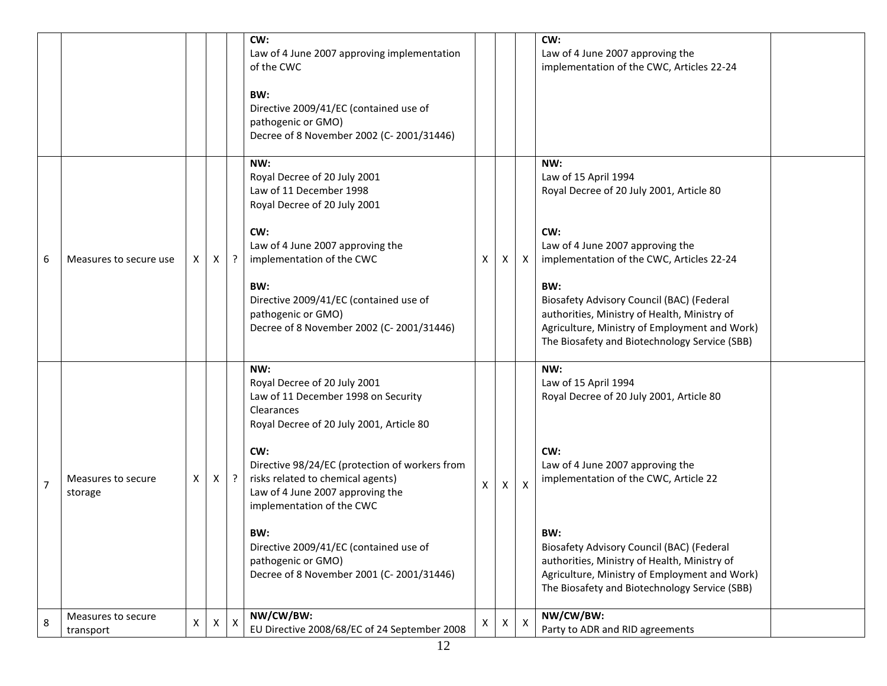| | | | | | | | | | | |
|---|---|---|---|---|---|---|---|---|---|---|
| | | | | | **CW:**<br>Law of 4 June 2007 approving implementation of the CWC<br><br>**BW:**<br>Directive 2009/41/EC (contained use of pathogenic or GMO)<br>Decree of 8 November 2002 (C- 2001/31446) | | | | **CW:**<br>Law of 4 June 2007 approving the implementation of the CWC, Articles 22-24 | |
| 6 | Measures to secure use | X | X | ? | **NW:**<br>Royal Decree of 20 July 2001<br>Law of 11 December 1998<br>Royal Decree of 20 July 2001<br><br>**CW:**<br>Law of 4 June 2007 approving the implementation of the CWC<br><br>**BW:**<br>Directive 2009/41/EC (contained use of pathogenic or GMO)<br>Decree of 8 November 2002 (C- 2001/31446) | X | X | X | **NW:**<br>Law of 15 April 1994<br>Royal Decree of 20 July 2001, Article 80<br><br>**CW:**<br>Law of 4 June 2007 approving the implementation of the CWC, Articles 22-24<br><br>**BW:**<br>Biosafety Advisory Council (BAC) (Federal authorities, Ministry of Health, Ministry of Agriculture, Ministry of Employment and Work)<br>The Biosafety and Biotechnology Service (SBB) | |
| 7 | Measures to secure storage | X | X | ? | **NW:**<br>Royal Decree of 20 July 2001<br>Law of 11 December 1998 on Security Clearances<br>Royal Decree of 20 July 2001, Article 80<br><br>**CW:**<br>Directive 98/24/EC (protection of workers from risks related to chemical agents)<br>Law of 4 June 2007 approving the implementation of the CWC<br><br>**BW:**<br>Directive 2009/41/EC (contained use of pathogenic or GMO)<br>Decree of 8 November 2001 (C- 2001/31446) | X | X | X | **NW:**<br>Law of 15 April 1994<br>Royal Decree of 20 July 2001, Article 80<br><br>**CW:**<br>Law of 4 June 2007 approving the implementation of the CWC, Article 22<br><br>**BW:**<br>Biosafety Advisory Council (BAC) (Federal authorities, Ministry of Health, Ministry of Agriculture, Ministry of Employment and Work)<br>The Biosafety and Biotechnology Service (SBB) | |
| 8 | Measures to secure transport | X | X | X | **NW/CW/BW:**<br>EU Directive 2008/68/EC of 24 September 2008 | X | X | X | **NW/CW/BW:**<br>Party to ADR and RID agreements | |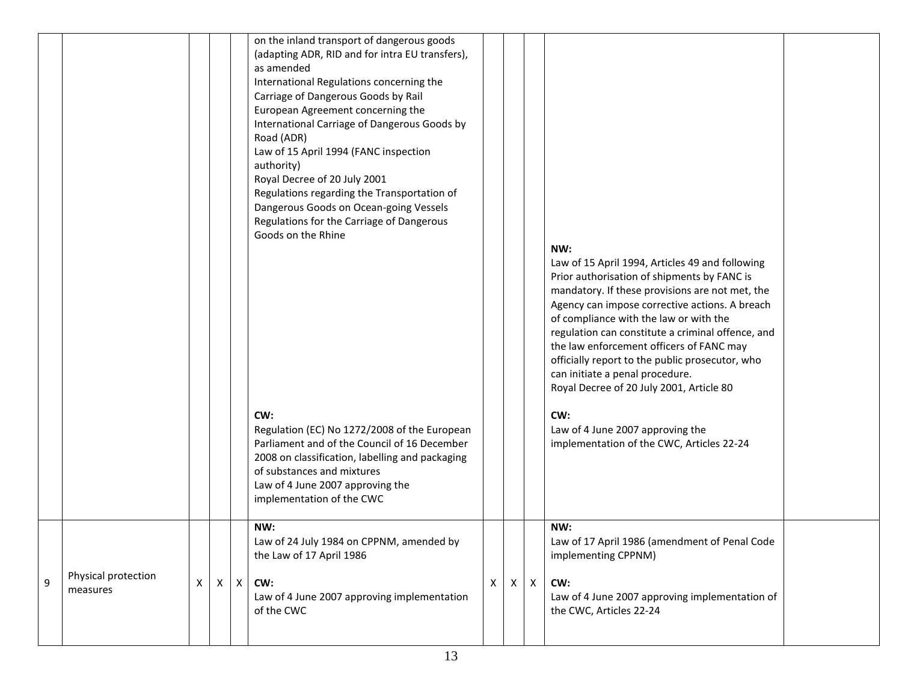|  |  |  |  |  |  |  |  |  |  |  |
|---|---|---|---|---|---|---|---|---|---|---|
|  |  |  |  |  | on the inland transport of dangerous goods (adapting ADR, RID and for intra EU transfers), as amended<br>International Regulations concerning the Carriage of Dangerous Goods by Rail<br>European Agreement concerning the International Carriage of Dangerous Goods by Road (ADR)<br>Law of 15 April 1994 (FANC inspection authority)<br>Royal Decree of 20 July 2001<br>Regulations regarding the Transportation of Dangerous Goods on Ocean-going Vessels<br>Regulations for the Carriage of Dangerous Goods on the Rhine<br><br>**CW:**<br>Regulation (EC) No 1272/2008 of the European Parliament and of the Council of 16 December 2008 on classification, labelling and packaging of substances and mixtures<br>Law of 4 June 2007 approving the implementation of the CWC |  |  |  | **NW:**<br>Law of 15 April 1994, Articles 49 and following<br>Prior authorisation of shipments by FANC is mandatory. If these provisions are not met, the Agency can impose corrective actions. A breach of compliance with the law or with the regulation can constitute a criminal offence, and the law enforcement officers of FANC may officially report to the public prosecutor, who can initiate a penal procedure.<br>Royal Decree of 20 July 2001, Article 80<br><br>**CW:**<br>Law of 4 June 2007 approving the implementation of the CWC, Articles 22-24 |  |
| 9 | Physical protection measures | X | X | X | **NW:**<br>Law of 24 July 1984 on CPPNM, amended by the Law of 17 April 1986<br><br>**CW:**<br>Law of 4 June 2007 approving implementation of the CWC | X | X | X | **NW:**<br>Law of 17 April 1986 (amendment of Penal Code implementing CPPNM)<br><br>**CW:**<br>Law of 4 June 2007 approving implementation of the CWC, Articles 22-24 |  |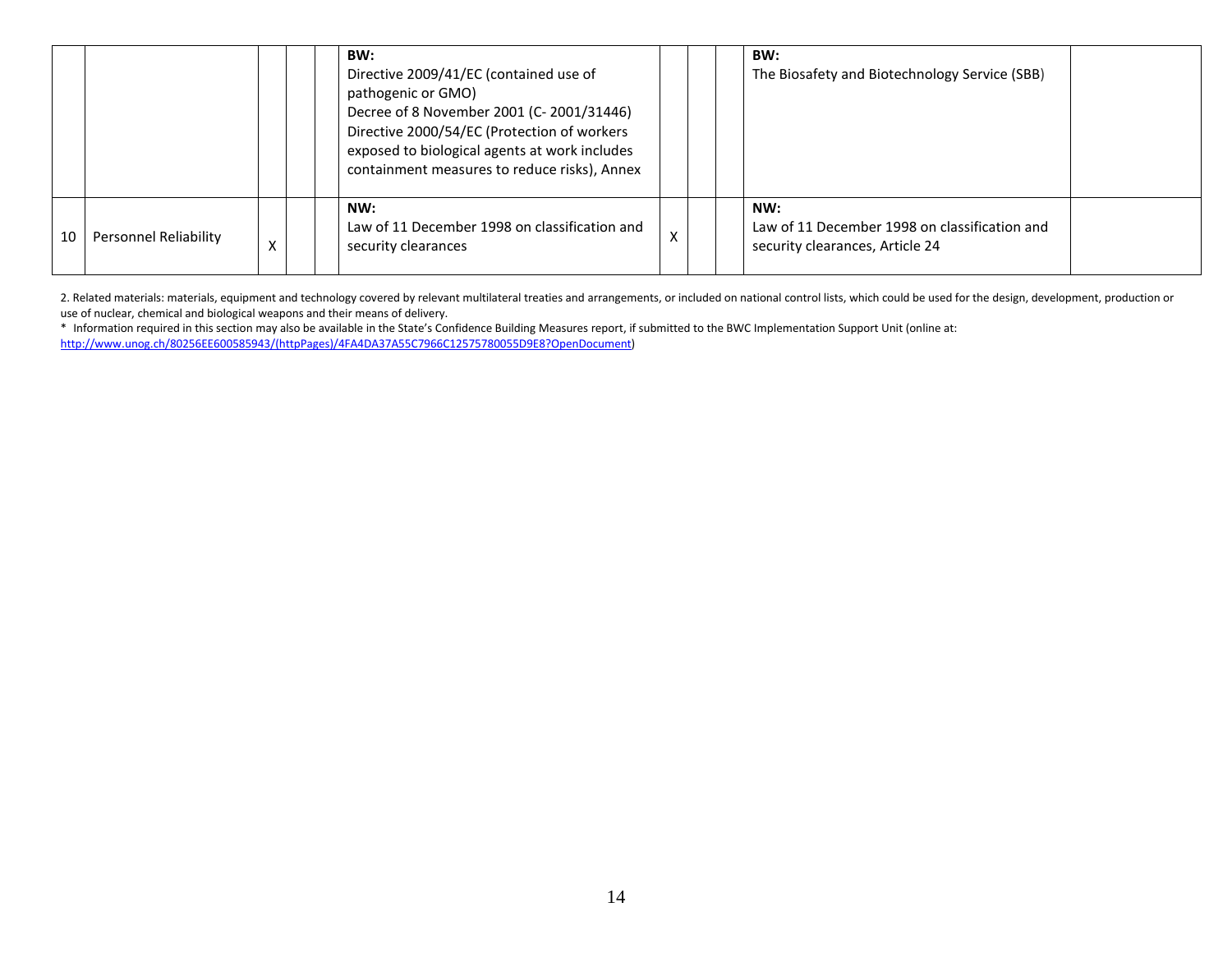|  |  |  |  |  |  |  |  |  |  |
|---|---|---|---|---|---|---|---|---|---|
|  |  |  |  |  | **BW:**<br>Directive 2009/41/EC (contained use of pathogenic or GMO)<br>Decree of 8 November 2001 (C- 2001/31446)<br>Directive 2000/54/EC (Protection of workers exposed to biological agents at work includes containment measures to reduce risks), Annex |  |  |  | **BW:**<br>The Biosafety and Biotechnology Service (SBB) |  |
| 10 | Personnel Reliability | X |  |  | **NW:**<br>Law of 11 December 1998 on classification and security clearances | X |  |  | **NW:**<br>Law of 11 December 1998 on classification and security clearances, Article 24 |  |

2. Related materials: materials, equipment and technology covered by relevant multilateral treaties and arrangements, or included on national control lists, which could be used for the design, development, production or use of nuclear, chemical and biological weapons and their means of delivery.

* Information required in this section may also be available in the State's Confidence Building Measures report, if submitted to the BWC Implementation Support Unit (online at: http://www.unog.ch/80256EE600585943/(httpPages)/4FA4DA37A55C7966C12575780055D9E8?OpenDocument)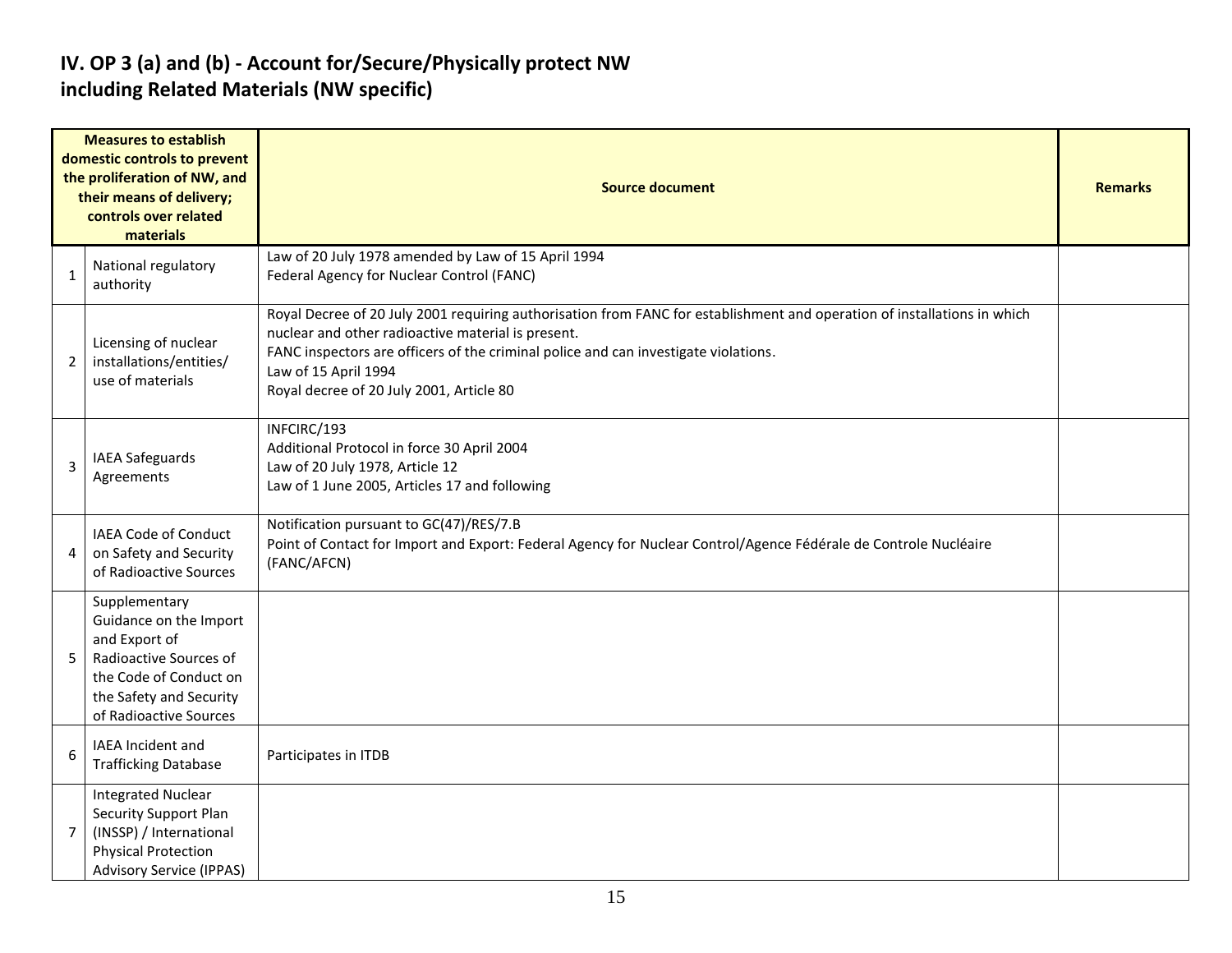## IV. OP 3 (a) and (b) - Account for/Secure/Physically protect NW including Related Materials (NW specific)

| | Measures to establish domestic controls to prevent the proliferation of NW, and their means of delivery; controls over related materials | Source document | Remarks |
|---|---|---|---|
| 1 | National regulatory authority | Law of 20 July 1978 amended by Law of 15 April 1994<br>Federal Agency for Nuclear Control (FANC) | |
| 2 | Licensing of nuclear installations/entities/ use of materials | Royal Decree of 20 July 2001 requiring authorisation from FANC for establishment and operation of installations in which nuclear and other radioactive material is present.<br>FANC inspectors are officers of the criminal police and can investigate violations.<br>Law of 15 April 1994<br>Royal decree of 20 July 2001, Article 80 | |
| 3 | IAEA Safeguards Agreements | INFCIRC/193<br>Additional Protocol in force 30 April 2004<br>Law of 20 July 1978, Article 12<br>Law of 1 June 2005, Articles 17 and following | |
| 4 | IAEA Code of Conduct on Safety and Security of Radioactive Sources | Notification pursuant to GC(47)/RES/7.B<br>Point of Contact for Import and Export: Federal Agency for Nuclear Control/Agence Fédérale de Controle Nucléaire (FANC/AFCN) | |
| 5 | Supplementary Guidance on the Import and Export of Radioactive Sources of the Code of Conduct on the Safety and Security of Radioactive Sources | | |
| 6 | IAEA Incident and Trafficking Database | Participates in ITDB | |
| 7 | Integrated Nuclear Security Support Plan (INSSP) / International Physical Protection Advisory Service (IPPAS) | | |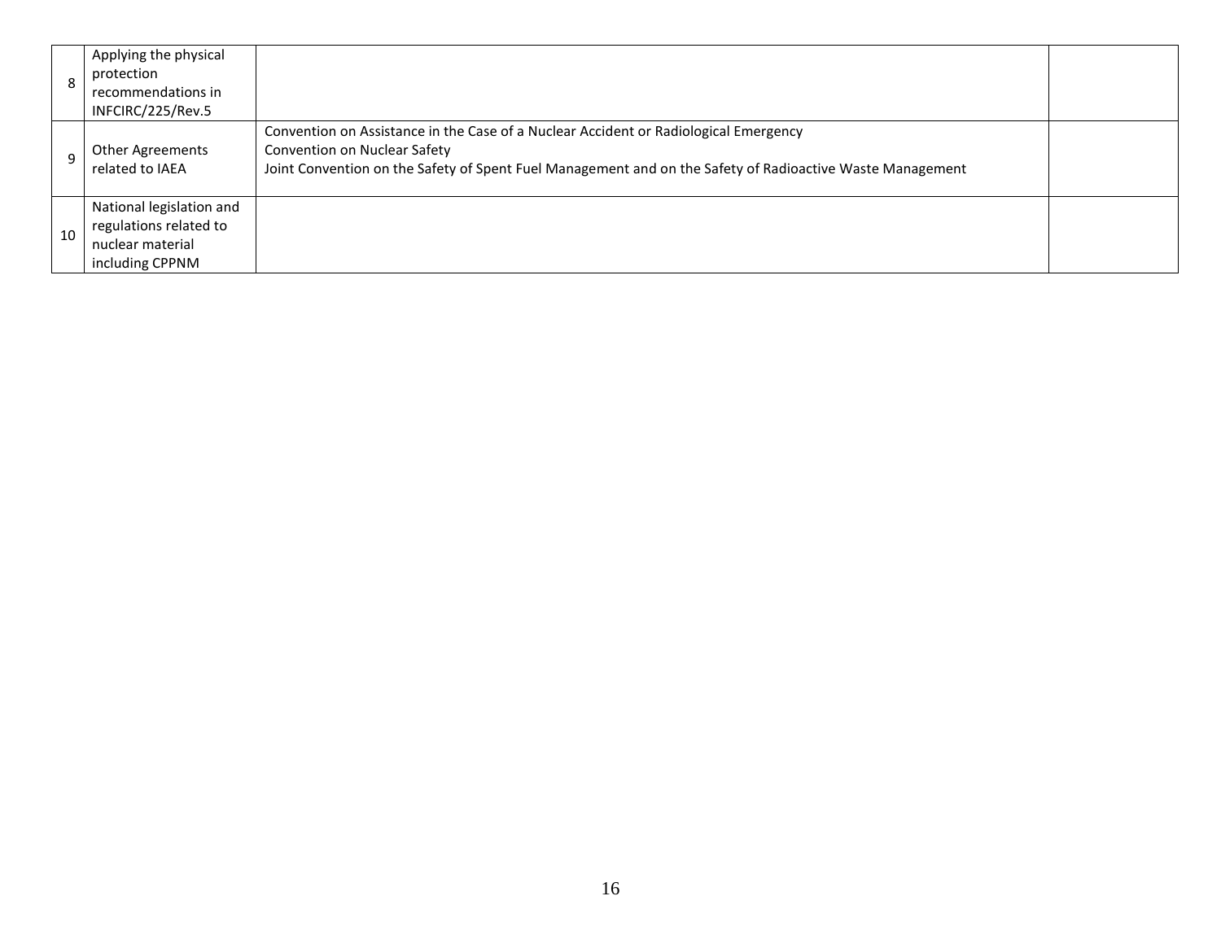| | | | |
|---|---|---|---|
| 8 | Applying the physical protection recommendations in INFCIRC/225/Rev.5 | | |
| 9 | Other Agreements related to IAEA | Convention on Assistance in the Case of a Nuclear Accident or Radiological Emergency<br>Convention on Nuclear Safety<br>Joint Convention on the Safety of Spent Fuel Management and on the Safety of Radioactive Waste Management | |
| 10 | National legislation and regulations related to nuclear material including CPPNM | | |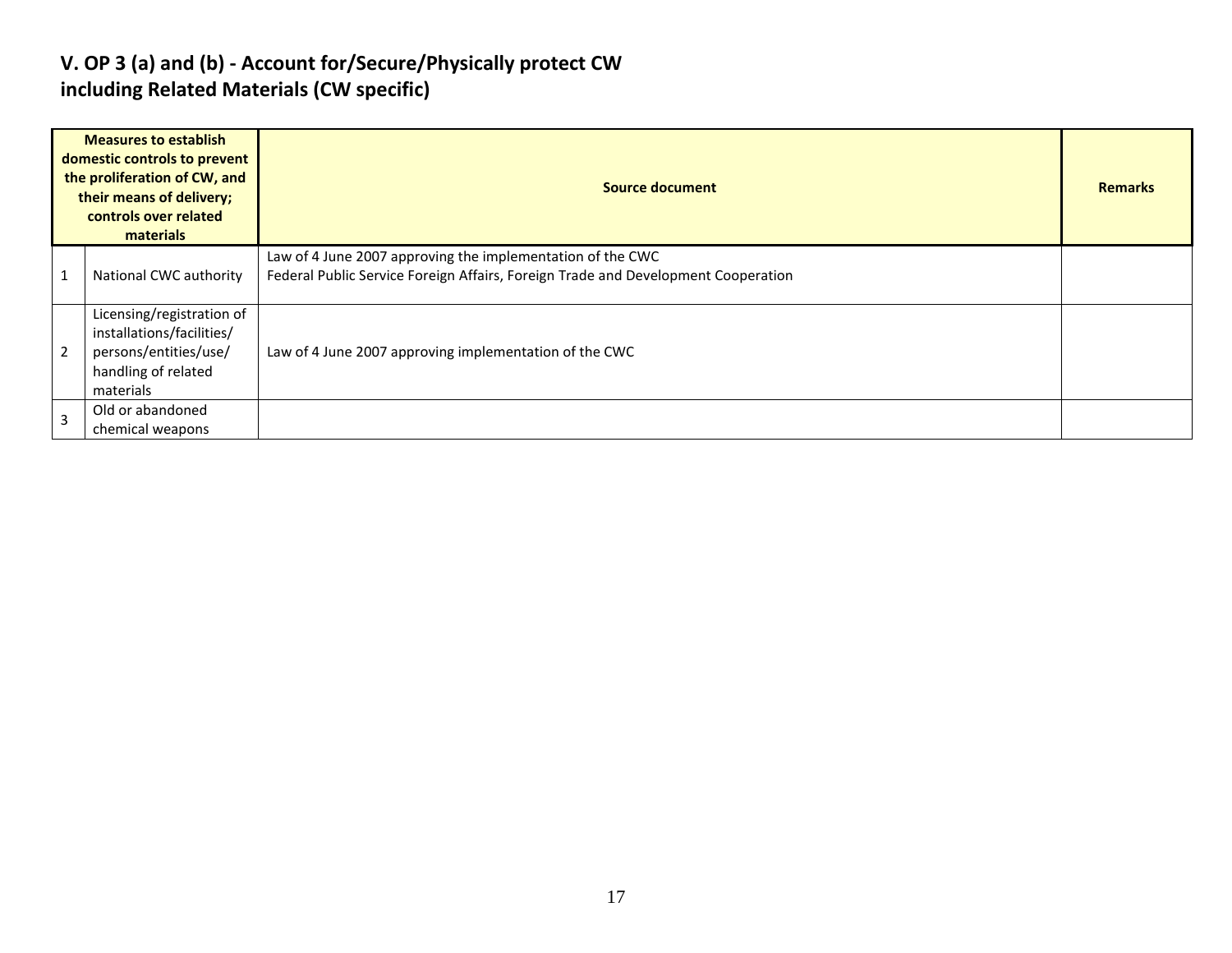## V. OP 3 (a) and (b) - Account for/Secure/Physically protect CW including Related Materials (CW specific)

| | Measures to establish domestic controls to prevent the proliferation of CW, and their means of delivery; controls over related materials | Source document | Remarks |
|---|---|---|---|
| 1 | National CWC authority | Law of 4 June 2007 approving the implementation of the CWC<br>Federal Public Service Foreign Affairs, Foreign Trade and Development Cooperation | |
| 2 | Licensing/registration of installations/facilities/ persons/entities/use/ handling of related materials | Law of 4 June 2007 approving implementation of the CWC | |
| 3 | Old or abandoned chemical weapons | | |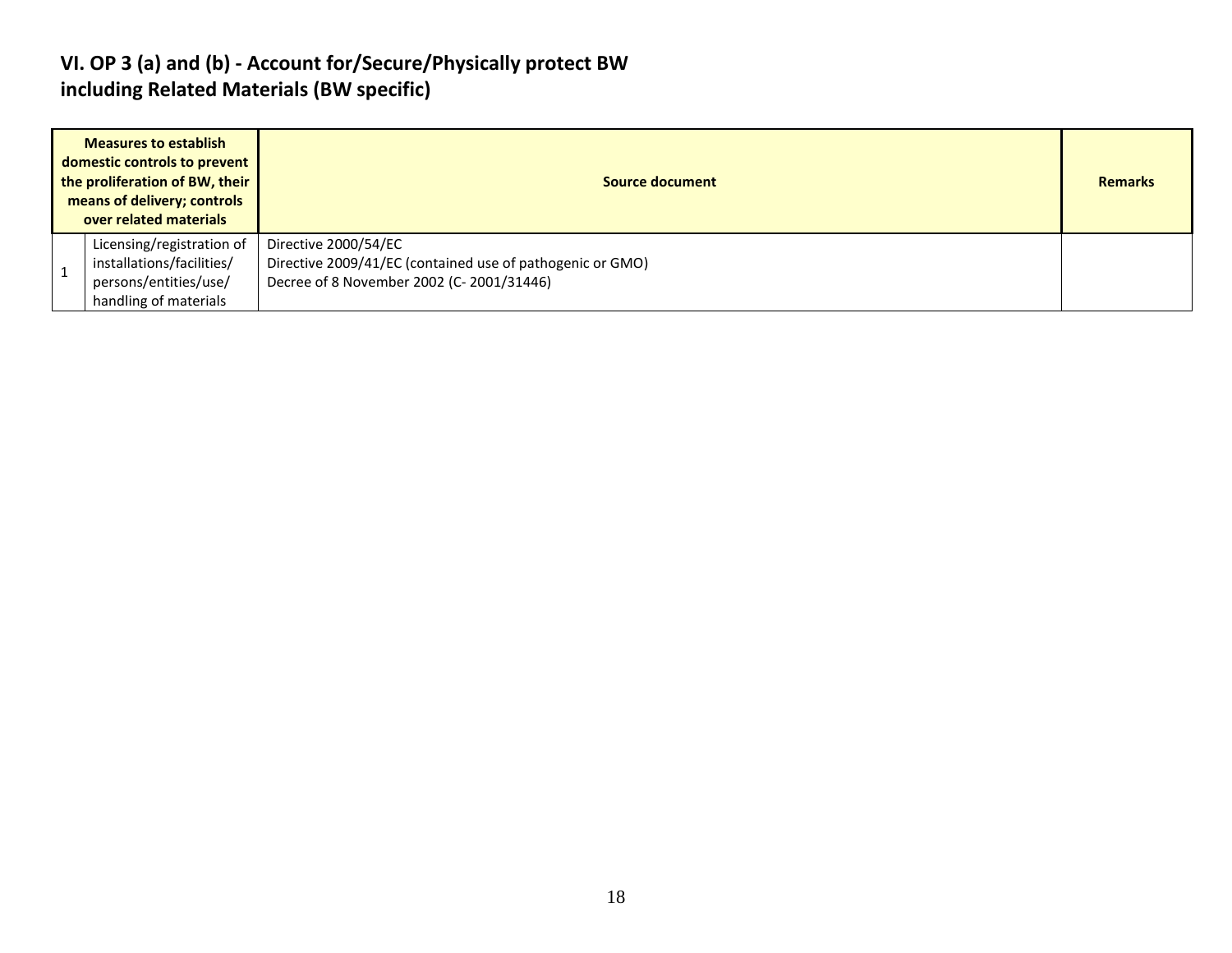# VI. OP 3 (a) and (b) - Account for/Secure/Physically protect BW including Related Materials (BW specific)

| Measures to establish domestic controls to prevent the proliferation of BW, their means of delivery; controls over related materials | | Source document | Remarks |
|---|---|---|---|
| 1 | Licensing/registration of installations/facilities/ persons/entities/use/ handling of materials | Directive 2000/54/EC<br>Directive 2009/41/EC (contained use of pathogenic or GMO)<br>Decree of 8 November 2002 (C- 2001/31446) | |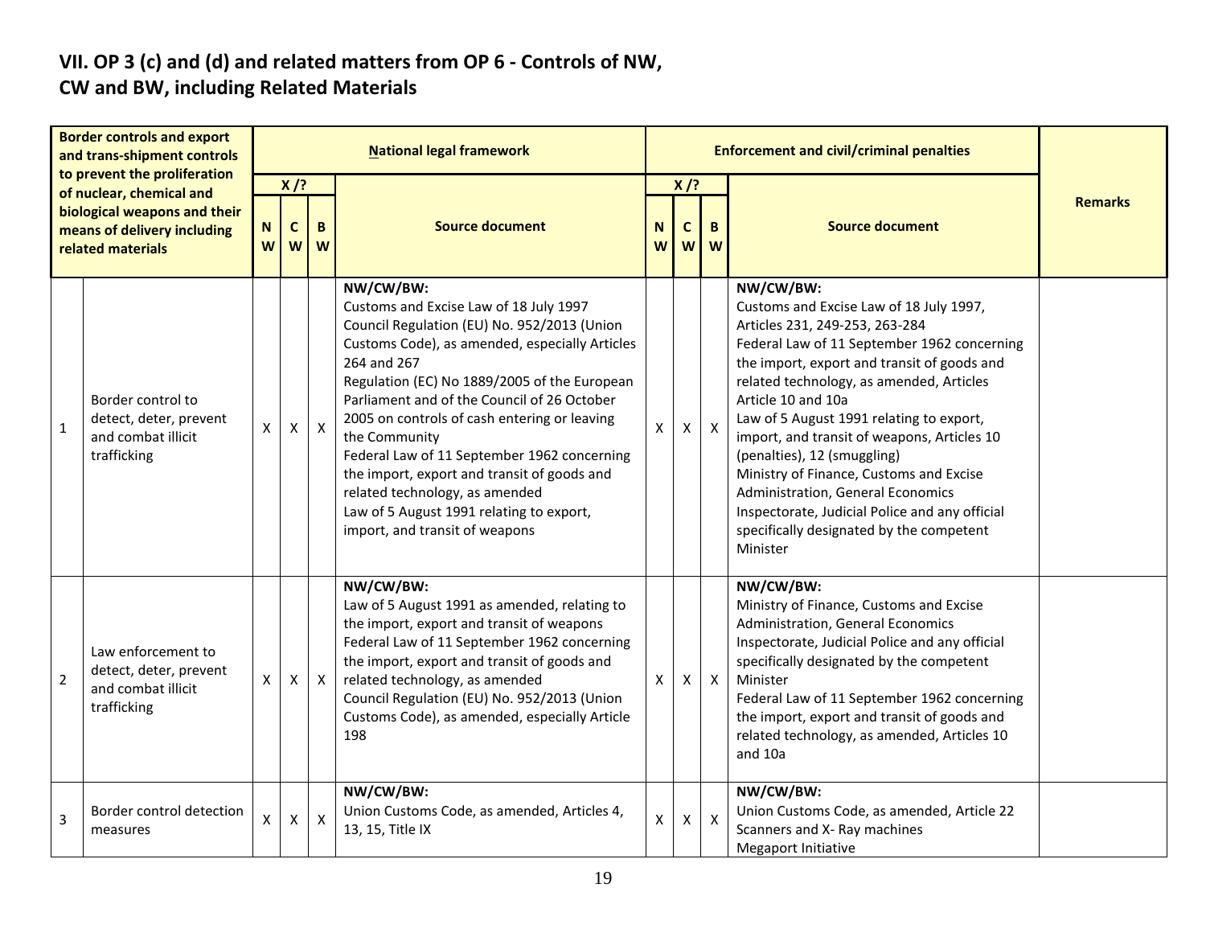## VII. OP 3 (c) and (d) and related matters from OP 6 - Controls of NW, CW and BW, including Related Materials

| | Border controls and export and trans-shipment controls to prevent the proliferation of nuclear, chemical and biological weapons and their means of delivery including related materials | National legal framework | | | | Enforcement and civil/criminal penalties | | | | Remarks |
|---|---|---|---|---|---|---|---|---|---|---|
| | | X /? | | | Source document | X /? | | | Source document | |
| | | NW | CW | BW | | NW | CW | BW | | |
| 1 | Border control to detect, deter, prevent and combat illicit trafficking | X | X | X | **NW/CW/BW:**<br>Customs and Excise Law of 18 July 1997<br>Council Regulation (EU) No. 952/2013 (Union Customs Code), as amended, especially Articles 264 and 267<br>Regulation (EC) No 1889/2005 of the European Parliament and of the Council of 26 October 2005 on controls of cash entering or leaving the Community<br>Federal Law of 11 September 1962 concerning the import, export and transit of goods and related technology, as amended<br>Law of 5 August 1991 relating to export, import, and transit of weapons | X | X | X | **NW/CW/BW:**<br>Customs and Excise Law of 18 July 1997, Articles 231, 249-253, 263-284<br>Federal Law of 11 September 1962 concerning the import, export and transit of goods and related technology, as amended, Articles Article 10 and 10a<br>Law of 5 August 1991 relating to export, import, and transit of weapons, Articles 10 (penalties), 12 (smuggling)<br>Ministry of Finance, Customs and Excise Administration, General Economics Inspectorate, Judicial Police and any official specifically designated by the competent Minister | |
| 2 | Law enforcement to detect, deter, prevent and combat illicit trafficking | X | X | X | **NW/CW/BW:**<br>Law of 5 August 1991 as amended, relating to the import, export and transit of weapons<br>Federal Law of 11 September 1962 concerning the import, export and transit of goods and related technology, as amended<br>Council Regulation (EU) No. 952/2013 (Union Customs Code), as amended, especially Article 198 | X | X | X | **NW/CW/BW:**<br>Ministry of Finance, Customs and Excise Administration, General Economics Inspectorate, Judicial Police and any official specifically designated by the competent Minister<br>Federal Law of 11 September 1962 concerning the import, export and transit of goods and related technology, as amended, Articles 10 and 10a | |
| 3 | Border control detection measures | X | X | X | **NW/CW/BW:**<br>Union Customs Code, as amended, Articles 4, 13, 15, Title IX | X | X | X | **NW/CW/BW:**<br>Union Customs Code, as amended, Article 22<br>Scanners and X- Ray machines<br>Megaport Initiative | |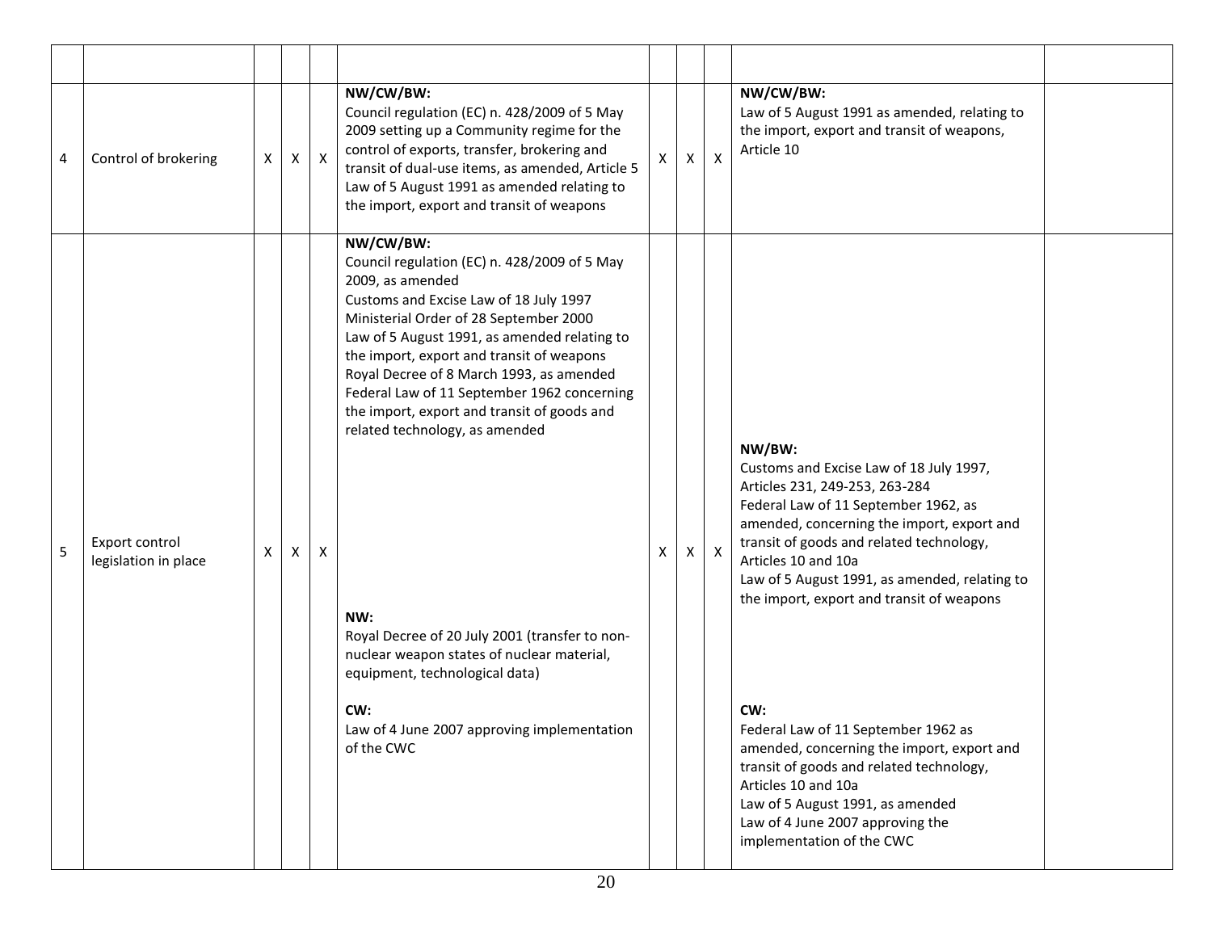| | | | | | | | | | | |
|---|---|---|---|---|---|---|---|---|---|---|
| 4 | Control of brokering | X | X | X | **NW/CW/BW:**<br>Council regulation (EC) n. 428/2009 of 5 May 2009 setting up a Community regime for the control of exports, transfer, brokering and transit of dual-use items, as amended, Article 5<br>Law of 5 August 1991 as amended relating to the import, export and transit of weapons | X | X | X | **NW/CW/BW:**<br>Law of 5 August 1991 as amended, relating to the import, export and transit of weapons, Article 10 | |
| 5 | Export control legislation in place | X | X | X | **NW/CW/BW:**<br>Council regulation (EC) n. 428/2009 of 5 May 2009, as amended<br>Customs and Excise Law of 18 July 1997<br>Ministerial Order of 28 September 2000<br>Law of 5 August 1991, as amended relating to the import, export and transit of weapons<br>Royal Decree of 8 March 1993, as amended<br>Federal Law of 11 September 1962 concerning the import, export and transit of goods and related technology, as amended<br><br>**NW:**<br>Royal Decree of 20 July 2001 (transfer to non-nuclear weapon states of nuclear material, equipment, technological data)<br><br>**CW:**<br>Law of 4 June 2007 approving implementation of the CWC | X | X | X | **NW/BW:**<br>Customs and Excise Law of 18 July 1997, Articles 231, 249-253, 263-284<br>Federal Law of 11 September 1962, as amended, concerning the import, export and transit of goods and related technology, Articles 10 and 10a<br>Law of 5 August 1991, as amended, relating to the import, export and transit of weapons<br><br>**CW:**<br>Federal Law of 11 September 1962 as amended, concerning the import, export and transit of goods and related technology, Articles 10 and 10a<br>Law of 5 August 1991, as amended<br>Law of 4 June 2007 approving the implementation of the CWC | |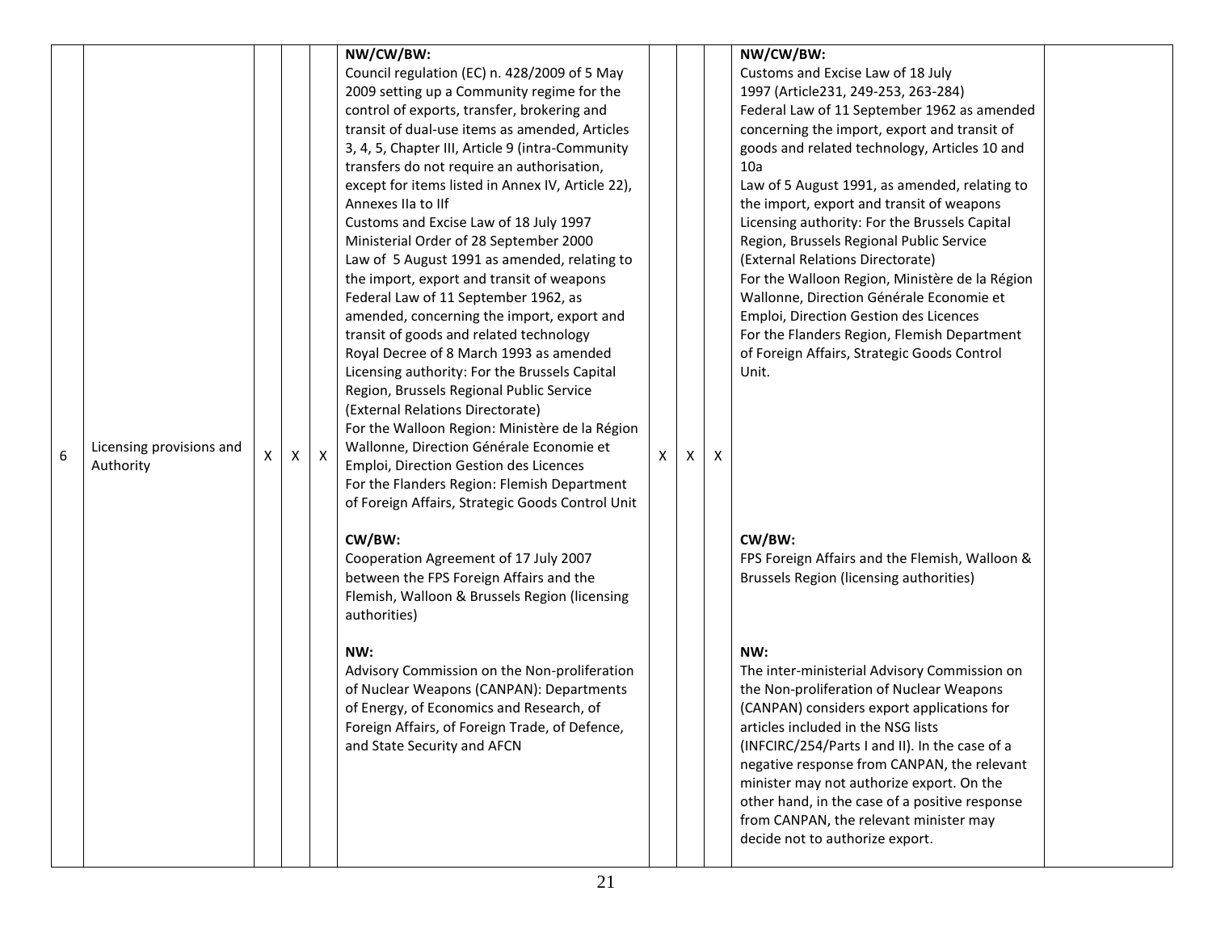| 6 | Licensing provisions and Authority | X | X | X | **NW/CW/BW:**<br>Council regulation (EC) n. 428/2009 of 5 May 2009 setting up a Community regime for the control of exports, transfer, brokering and transit of dual-use items as amended, Articles 3, 4, 5, Chapter III, Article 9 (intra-Community transfers do not require an authorisation, except for items listed in Annex IV, Article 22), Annexes IIa to IIf<br>Customs and Excise Law of 18 July 1997<br>Ministerial Order of 28 September 2000<br>Law of 5 August 1991 as amended, relating to the import, export and transit of weapons<br>Federal Law of 11 September 1962, as amended, concerning the import, export and transit of goods and related technology<br>Royal Decree of 8 March 1993 as amended<br>Licensing authority: For the Brussels Capital Region, Brussels Regional Public Service (External Relations Directorate)<br>For the Walloon Region: Ministère de la Région Wallonne, Direction Générale Economie et Emploi, Direction Gestion des Licences<br>For the Flanders Region: Flemish Department of Foreign Affairs, Strategic Goods Control Unit<br><br>**CW/BW:**<br>Cooperation Agreement of 17 July 2007 between the FPS Foreign Affairs and the Flemish, Walloon & Brussels Region (licensing authorities)<br><br>**NW:**<br>Advisory Commission on the Non-proliferation of Nuclear Weapons (CANPAN): Departments of Energy, of Economics and Research, of Foreign Affairs, of Foreign Trade, of Defence, and State Security and AFCN | X | X | X | **NW/CW/BW:**<br>Customs and Excise Law of 18 July 1997 (Article231, 249-253, 263-284)<br>Federal Law of 11 September 1962 as amended concerning the import, export and transit of goods and related technology, Articles 10 and 10a<br>Law of 5 August 1991, as amended, relating to the import, export and transit of weapons<br>Licensing authority: For the Brussels Capital Region, Brussels Regional Public Service (External Relations Directorate)<br>For the Walloon Region, Ministère de la Région Wallonne, Direction Générale Economie et Emploi, Direction Gestion des Licences<br>For the Flanders Region, Flemish Department of Foreign Affairs, Strategic Goods Control Unit.<br><br>**CW/BW:**<br>FPS Foreign Affairs and the Flemish, Walloon & Brussels Region (licensing authorities)<br><br>**NW:**<br>The inter-ministerial Advisory Commission on the Non-proliferation of Nuclear Weapons (CANPAN) considers export applications for articles included in the NSG lists (INFCIRC/254/Parts I and II). In the case of a negative response from CANPAN, the relevant minister may not authorize export. On the other hand, in the case of a positive response from CANPAN, the relevant minister may decide not to authorize export. | |
|---|---|---|---|---|---|---|---|---|---|---|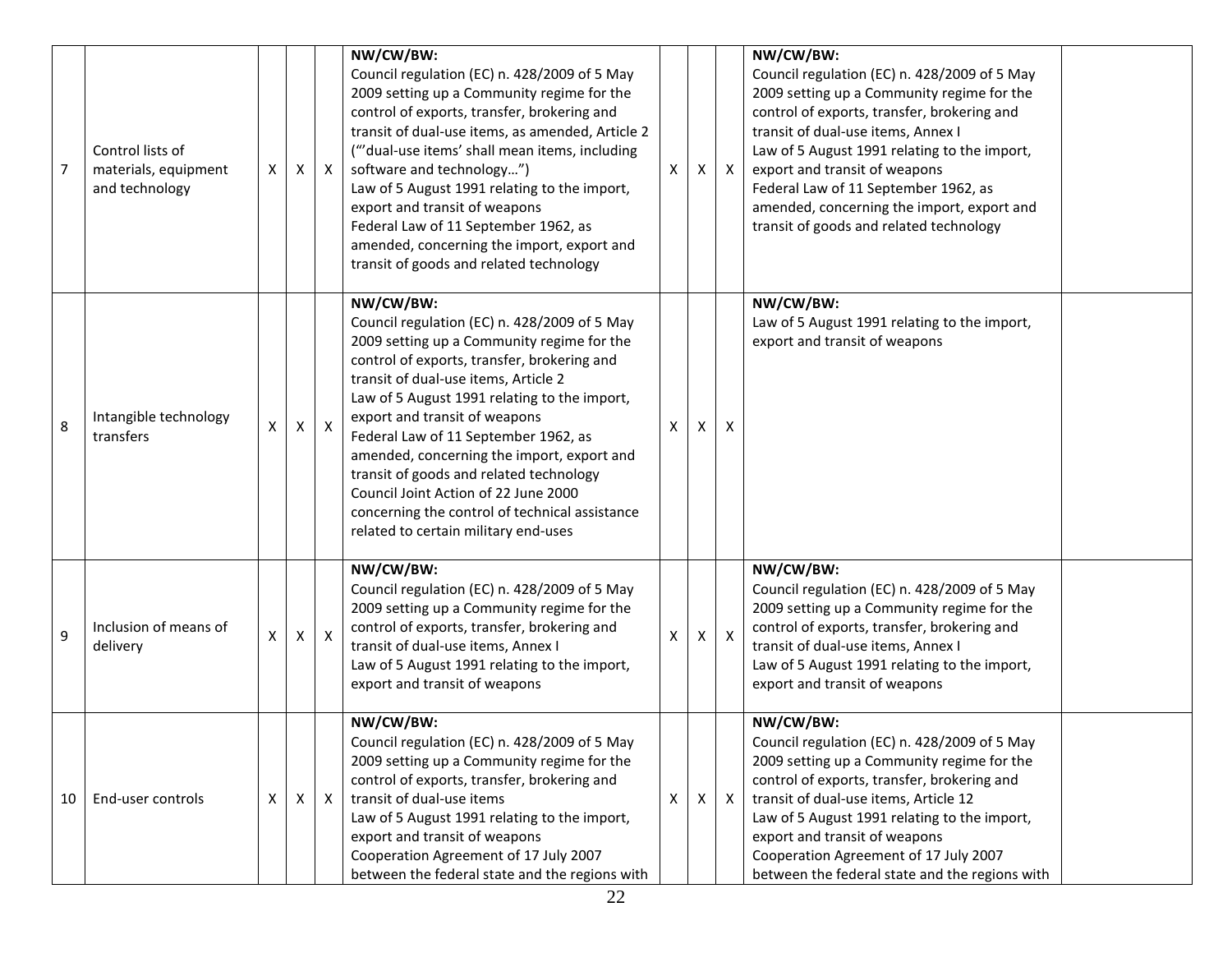| 7 | Control lists of materials, equipment and technology | X | X | X | **NW/CW/BW:**<br>Council regulation (EC) n. 428/2009 of 5 May 2009 setting up a Community regime for the control of exports, transfer, brokering and transit of dual-use items, as amended, Article 2 ("'dual-use items' shall mean items, including software and technology…")<br>Law of 5 August 1991 relating to the import, export and transit of weapons<br>Federal Law of 11 September 1962, as amended, concerning the import, export and transit of goods and related technology | X | X | X | **NW/CW/BW:**<br>Council regulation (EC) n. 428/2009 of 5 May 2009 setting up a Community regime for the control of exports, transfer, brokering and transit of dual-use items, Annex I<br>Law of 5 August 1991 relating to the import, export and transit of weapons<br>Federal Law of 11 September 1962, as amended, concerning the import, export and transit of goods and related technology | |
|---|---|---|---|---|---|---|---|---|---|---|
| 8 | Intangible technology transfers | X | X | X | **NW/CW/BW:**<br>Council regulation (EC) n. 428/2009 of 5 May 2009 setting up a Community regime for the control of exports, transfer, brokering and transit of dual-use items, Article 2<br>Law of 5 August 1991 relating to the import, export and transit of weapons<br>Federal Law of 11 September 1962, as amended, concerning the import, export and transit of goods and related technology<br>Council Joint Action of 22 June 2000 concerning the control of technical assistance related to certain military end-uses | X | X | X | **NW/CW/BW:**<br>Law of 5 August 1991 relating to the import, export and transit of weapons | |
| 9 | Inclusion of means of delivery | X | X | X | **NW/CW/BW:**<br>Council regulation (EC) n. 428/2009 of 5 May 2009 setting up a Community regime for the control of exports, transfer, brokering and transit of dual-use items, Annex I<br>Law of 5 August 1991 relating to the import, export and transit of weapons | X | X | X | **NW/CW/BW:**<br>Council regulation (EC) n. 428/2009 of 5 May 2009 setting up a Community regime for the control of exports, transfer, brokering and transit of dual-use items, Annex I<br>Law of 5 August 1991 relating to the import, export and transit of weapons | |
| 10 | End-user controls | X | X | X | **NW/CW/BW:**<br>Council regulation (EC) n. 428/2009 of 5 May 2009 setting up a Community regime for the control of exports, transfer, brokering and transit of dual-use items<br>Law of 5 August 1991 relating to the import, export and transit of weapons<br>Cooperation Agreement of 17 July 2007 between the federal state and the regions with | X | X | X | **NW/CW/BW:**<br>Council regulation (EC) n. 428/2009 of 5 May 2009 setting up a Community regime for the control of exports, transfer, brokering and transit of dual-use items, Article 12<br>Law of 5 August 1991 relating to the import, export and transit of weapons<br>Cooperation Agreement of 17 July 2007 between the federal state and the regions with | |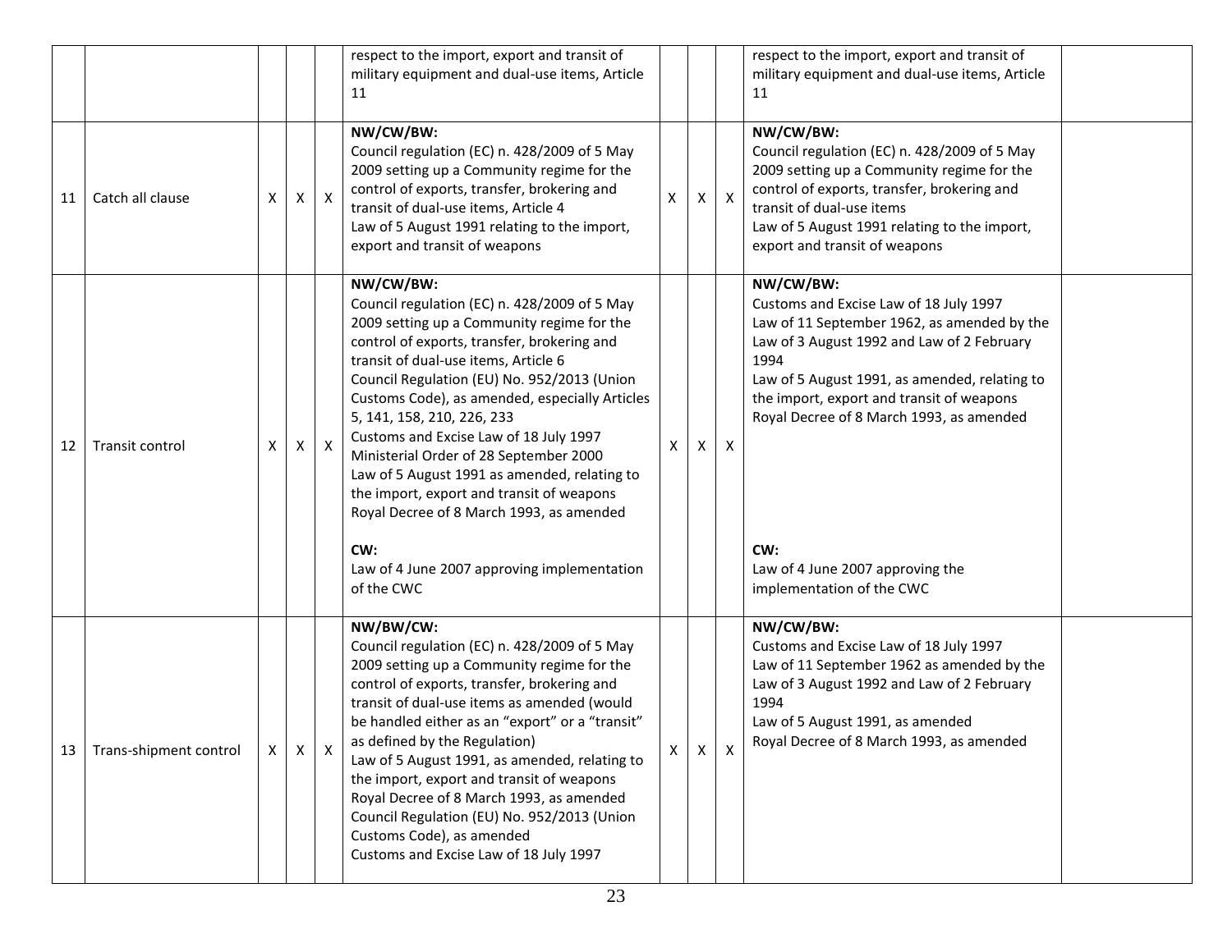| | | | | | | | | | | |
|---|---|---|---|---|---|---|---|---|---|---|
| | | | | | respect to the import, export and transit of military equipment and dual-use items, Article 11 | | | | respect to the import, export and transit of military equipment and dual-use items, Article 11 | |
| 11 | Catch all clause | X | X | X | **NW/CW/BW:**<br>Council regulation (EC) n. 428/2009 of 5 May 2009 setting up a Community regime for the control of exports, transfer, brokering and transit of dual-use items, Article 4<br>Law of 5 August 1991 relating to the import, export and transit of weapons | X | X | X | **NW/CW/BW:**<br>Council regulation (EC) n. 428/2009 of 5 May 2009 setting up a Community regime for the control of exports, transfer, brokering and transit of dual-use items<br>Law of 5 August 1991 relating to the import, export and transit of weapons | |
| 12 | Transit control | X | X | X | **NW/CW/BW:**<br>Council regulation (EC) n. 428/2009 of 5 May 2009 setting up a Community regime for the control of exports, transfer, brokering and transit of dual-use items, Article 6<br>Council Regulation (EU) No. 952/2013 (Union Customs Code), as amended, especially Articles 5, 141, 158, 210, 226, 233<br>Customs and Excise Law of 18 July 1997<br>Ministerial Order of 28 September 2000<br>Law of 5 August 1991 as amended, relating to the import, export and transit of weapons<br>Royal Decree of 8 March 1993, as amended<br><br>**CW:**<br>Law of 4 June 2007 approving implementation of the CWC | X | X | X | **NW/CW/BW:**<br>Customs and Excise Law of 18 July 1997<br>Law of 11 September 1962, as amended by the Law of 3 August 1992 and Law of 2 February 1994<br>Law of 5 August 1991, as amended, relating to the import, export and transit of weapons<br>Royal Decree of 8 March 1993, as amended<br><br>**CW:**<br>Law of 4 June 2007 approving the implementation of the CWC | |
| 13 | Trans-shipment control | X | X | X | **NW/BW/CW:**<br>Council regulation (EC) n. 428/2009 of 5 May 2009 setting up a Community regime for the control of exports, transfer, brokering and transit of dual-use items as amended (would be handled either as an "export" or a "transit" as defined by the Regulation)<br>Law of 5 August 1991, as amended, relating to the import, export and transit of weapons<br>Royal Decree of 8 March 1993, as amended<br>Council Regulation (EU) No. 952/2013 (Union Customs Code), as amended<br>Customs and Excise Law of 18 July 1997 | X | X | X | **NW/CW/BW:**<br>Customs and Excise Law of 18 July 1997<br>Law of 11 September 1962 as amended by the Law of 3 August 1992 and Law of 2 February 1994<br>Law of 5 August 1991, as amended<br>Royal Decree of 8 March 1993, as amended | |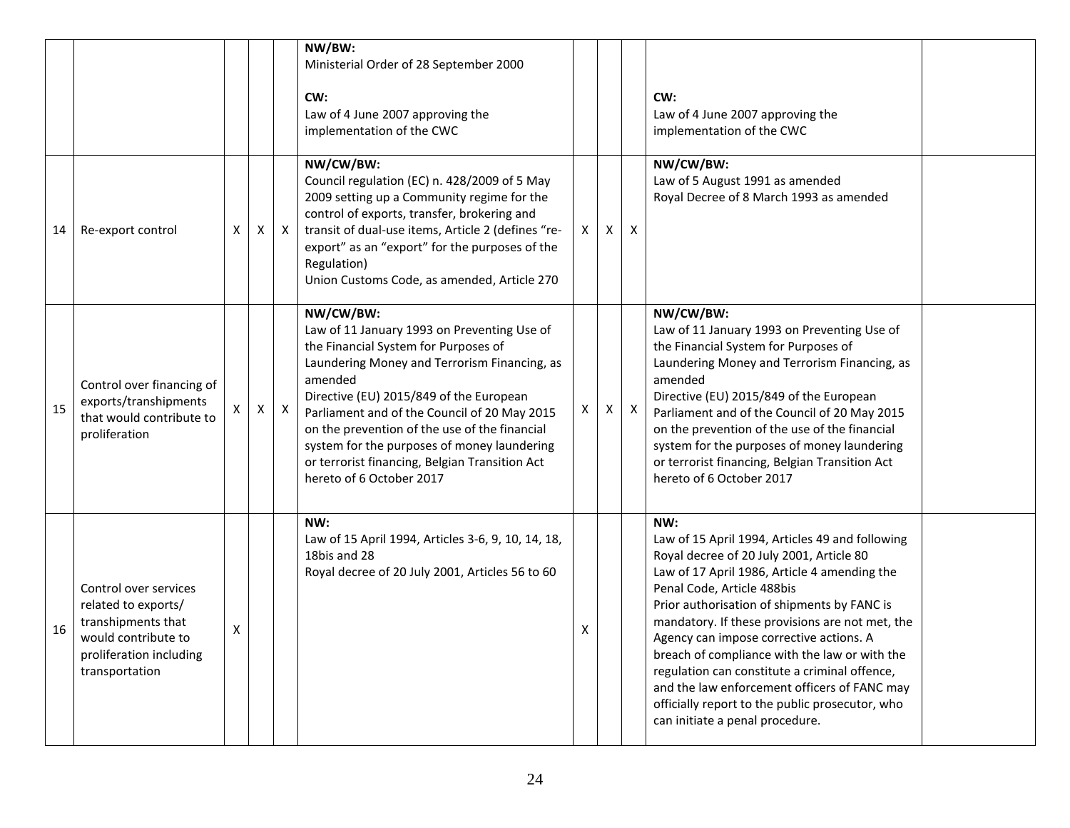| | | | | | | | | | | |
|---|---|---|---|---|---|---|---|---|---|---|
| | | | | | **NW/BW:**<br>Ministerial Order of 28 September 2000<br><br>**CW:**<br>Law of 4 June 2007 approving the implementation of the CWC | | | | **CW:**<br>Law of 4 June 2007 approving the implementation of the CWC | |
| 14 | Re-export control | X | X | X | **NW/CW/BW:**<br>Council regulation (EC) n. 428/2009 of 5 May 2009 setting up a Community regime for the control of exports, transfer, brokering and transit of dual-use items, Article 2 (defines "re-export" as an "export" for the purposes of the Regulation)<br>Union Customs Code, as amended, Article 270 | X | X | X | **NW/CW/BW:**<br>Law of 5 August 1991 as amended<br>Royal Decree of 8 March 1993 as amended | |
| 15 | Control over financing of exports/transhipments that would contribute to proliferation | X | X | X | **NW/CW/BW:**<br>Law of 11 January 1993 on Preventing Use of the Financial System for Purposes of Laundering Money and Terrorism Financing, as amended<br>Directive (EU) 2015/849 of the European Parliament and of the Council of 20 May 2015 on the prevention of the use of the financial system for the purposes of money laundering or terrorist financing, Belgian Transition Act hereto of 6 October 2017 | X | X | X | **NW/CW/BW:**<br>Law of 11 January 1993 on Preventing Use of the Financial System for Purposes of Laundering Money and Terrorism Financing, as amended<br>Directive (EU) 2015/849 of the European Parliament and of the Council of 20 May 2015 on the prevention of the use of the financial system for the purposes of money laundering or terrorist financing, Belgian Transition Act hereto of 6 October 2017 | |
| 16 | Control over services related to exports/ transhipments that would contribute to proliferation including transportation | X | | | **NW:**<br>Law of 15 April 1994, Articles 3-6, 9, 10, 14, 18, 18bis and 28<br>Royal decree of 20 July 2001, Articles 56 to 60 | X | | | **NW:**<br>Law of 15 April 1994, Articles 49 and following<br>Royal decree of 20 July 2001, Article 80<br>Law of 17 April 1986, Article 4 amending the Penal Code, Article 488bis<br>Prior authorisation of shipments by FANC is mandatory. If these provisions are not met, the Agency can impose corrective actions. A breach of compliance with the law or with the regulation can constitute a criminal offence, and the law enforcement officers of FANC may officially report to the public prosecutor, who can initiate a penal procedure. | |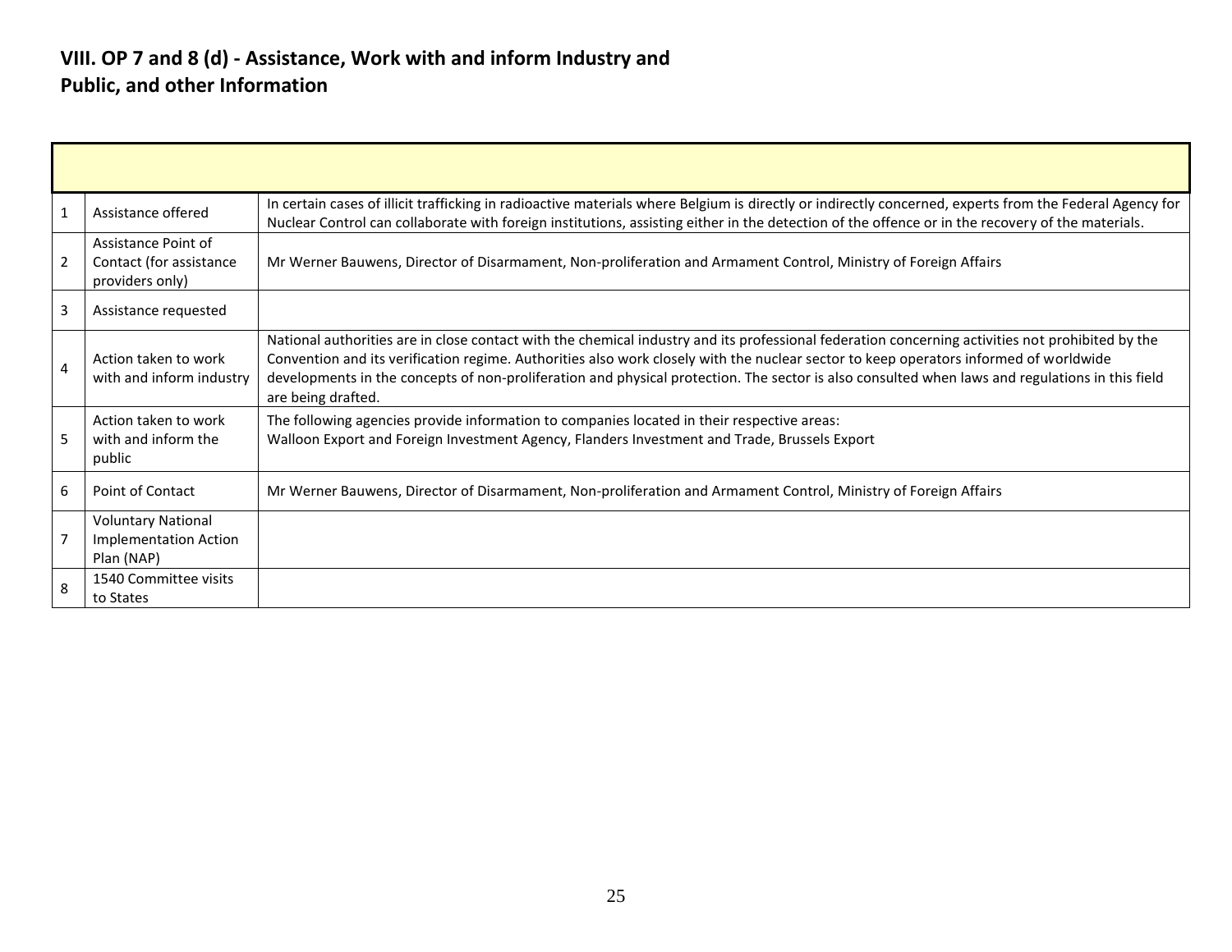## VIII. OP 7 and 8 (d) - Assistance, Work with and inform Industry and Public, and other Information

| | | |
|---|---|---|
| 1 | Assistance offered | In certain cases of illicit trafficking in radioactive materials where Belgium is directly or indirectly concerned, experts from the Federal Agency for Nuclear Control can collaborate with foreign institutions, assisting either in the detection of the offence or in the recovery of the materials. |
| 2 | Assistance Point of Contact (for assistance providers only) | Mr Werner Bauwens, Director of Disarmament, Non-proliferation and Armament Control, Ministry of Foreign Affairs |
| 3 | Assistance requested | |
| 4 | Action taken to work with and inform industry | National authorities are in close contact with the chemical industry and its professional federation concerning activities not prohibited by the Convention and its verification regime. Authorities also work closely with the nuclear sector to keep operators informed of worldwide developments in the concepts of non-proliferation and physical protection. The sector is also consulted when laws and regulations in this field are being drafted. |
| 5 | Action taken to work with and inform the public | The following agencies provide information to companies located in their respective areas:<br>Walloon Export and Foreign Investment Agency, Flanders Investment and Trade, Brussels Export |
| 6 | Point of Contact | Mr Werner Bauwens, Director of Disarmament, Non-proliferation and Armament Control, Ministry of Foreign Affairs |
| 7 | Voluntary National Implementation Action Plan (NAP) | |
| 8 | 1540 Committee visits to States | |